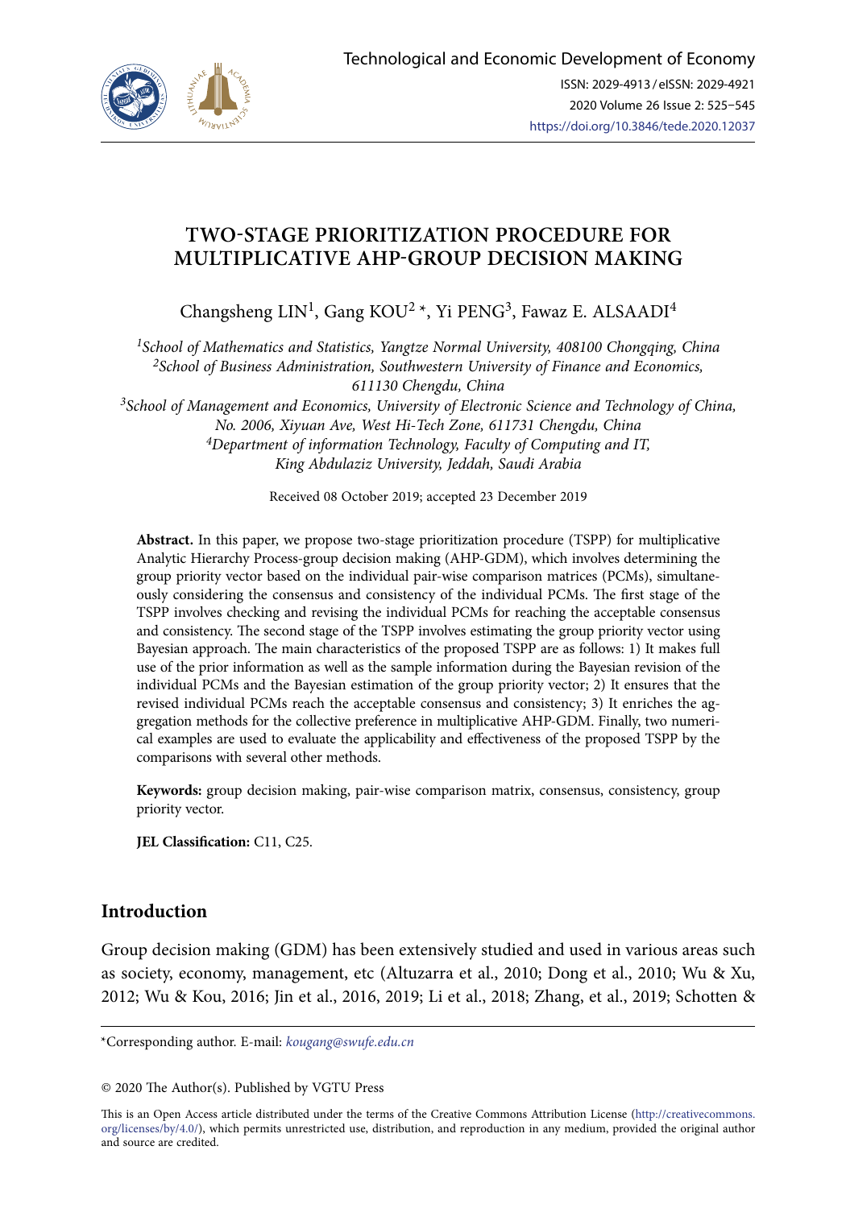# TWO-STAGE PRIORITIZATION PROCEDURE FOR MULTIPLICATIVE AHP-GROUP DECISION MAKING

Changsheng LIN[1], Gang KOU[2]*, Yi PENG[3], Fawaz E. ALSAADI[4]

[1]*School of Mathematics and Statistics, Yangtze Normal University, 408100 Chongqing, China*
[2]*School of Business Administration, Southwestern University of Finance and Economics, 611130 Chengdu, China*
[3]*School of Management and Economics, University of Electronic Science and Technology of China, No. 2006, Xiyuan Ave, West Hi-Tech Zone, 611731 Chengdu, China*
[4]*Department of information Technology, Faculty of Computing and IT, King Abdulaziz University, Jeddah, Saudi Arabia*

Received 08 October 2019; accepted 23 December 2019

**Abstract.** In this paper, we propose two-stage prioritization procedure (TSPP) for multiplicative Analytic Hierarchy Process-group decision making (AHP-GDM), which involves determining the group priority vector based on the individual pair-wise comparison matrices (PCMs), simultaneously considering the consensus and consistency of the individual PCMs. The first stage of the TSPP involves checking and revising the individual PCMs for reaching the acceptable consensus and consistency. The second stage of the TSPP involves estimating the group priority vector using Bayesian approach. The main characteristics of the proposed TSPP are as follows: 1) It makes full use of the prior information as well as the sample information during the Bayesian revision of the individual PCMs and the Bayesian estimation of the group priority vector; 2) It ensures that the revised individual PCMs reach the acceptable consensus and consistency; 3) It enriches the aggregation methods for the collective preference in multiplicative AHP-GDM. Finally, two numerical examples are used to evaluate the applicability and effectiveness of the proposed TSPP by the comparisons with several other methods.

**Keywords:** group decision making, pair-wise comparison matrix, consensus, consistency, group priority vector.

**JEL Classification:** C11, C25.

## Introduction

Group decision making (GDM) has been extensively studied and used in various areas such as society, economy, management, etc (Altuzarra et al., 2010; Dong et al., 2010; Wu & Xu, 2012; Wu & Kou, 2016; Jin et al., 2016, 2019; Li et al., 2018; Zhang, et al., 2019; Schotten &

*Corresponding author. E-mail: *kougang@swufe.edu.cn*

© 2020 The Author(s). Published by VGTU Press

This is an Open Access article distributed under the terms of the Creative Commons Attribution License (http://creativecommons.org/licenses/by/4.0/), which permits unrestricted use, distribution, and reproduction in any medium, provided the original author and source are credited.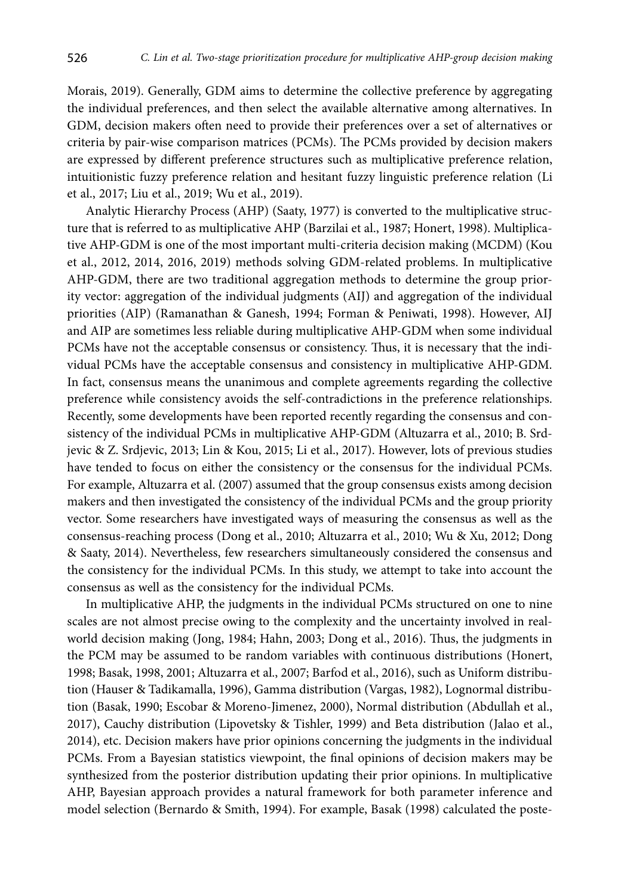Morais, 2019). Generally, GDM aims to determine the collective preference by aggregating the individual preferences, and then select the available alternative among alternatives. In GDM, decision makers often need to provide their preferences over a set of alternatives or criteria by pair-wise comparison matrices (PCMs). The PCMs provided by decision makers are expressed by different preference structures such as multiplicative preference relation, intuitionistic fuzzy preference relation and hesitant fuzzy linguistic preference relation (Li et al., 2017; Liu et al., 2019; Wu et al., 2019).

Analytic Hierarchy Process (AHP) (Saaty, 1977) is converted to the multiplicative structure that is referred to as multiplicative AHP (Barzilai et al., 1987; Honert, 1998). Multiplicative AHP-GDM is one of the most important multi-criteria decision making (MCDM) (Kou et al., 2012, 2014, 2016, 2019) methods solving GDM-related problems. In multiplicative AHP-GDM, there are two traditional aggregation methods to determine the group priority vector: aggregation of the individual judgments (AIJ) and aggregation of the individual priorities (AIP) (Ramanathan & Ganesh, 1994; Forman & Peniwati, 1998). However, AIJ and AIP are sometimes less reliable during multiplicative AHP-GDM when some individual PCMs have not the acceptable consensus or consistency. Thus, it is necessary that the individual PCMs have the acceptable consensus and consistency in multiplicative AHP-GDM. In fact, consensus means the unanimous and complete agreements regarding the collective preference while consistency avoids the self-contradictions in the preference relationships. Recently, some developments have been reported recently regarding the consensus and consistency of the individual PCMs in multiplicative AHP-GDM (Altuzarra et al., 2010; B. Srdjevic & Z. Srdjevic, 2013; Lin & Kou, 2015; Li et al., 2017). However, lots of previous studies have tended to focus on either the consistency or the consensus for the individual PCMs. For example, Altuzarra et al. (2007) assumed that the group consensus exists among decision makers and then investigated the consistency of the individual PCMs and the group priority vector. Some researchers have investigated ways of measuring the consensus as well as the consensus-reaching process (Dong et al., 2010; Altuzarra et al., 2010; Wu & Xu, 2012; Dong & Saaty, 2014). Nevertheless, few researchers simultaneously considered the consensus and the consistency for the individual PCMs. In this study, we attempt to take into account the consensus as well as the consistency for the individual PCMs.

In multiplicative AHP, the judgments in the individual PCMs structured on one to nine scales are not almost precise owing to the complexity and the uncertainty involved in real-world decision making (Jong, 1984; Hahn, 2003; Dong et al., 2016). Thus, the judgments in the PCM may be assumed to be random variables with continuous distributions (Honert, 1998; Basak, 1998, 2001; Altuzarra et al., 2007; Barfod et al., 2016), such as Uniform distribution (Hauser & Tadikamalla, 1996), Gamma distribution (Vargas, 1982), Lognormal distribution (Basak, 1990; Escobar & Moreno-Jimenez, 2000), Normal distribution (Abdullah et al., 2017), Cauchy distribution (Lipovetsky & Tishler, 1999) and Beta distribution (Jalao et al., 2014), etc. Decision makers have prior opinions concerning the judgments in the individual PCMs. From a Bayesian statistics viewpoint, the final opinions of decision makers may be synthesized from the posterior distribution updating their prior opinions. In multiplicative AHP, Bayesian approach provides a natural framework for both parameter inference and model selection (Bernardo & Smith, 1994). For example, Basak (1998) calculated the poste-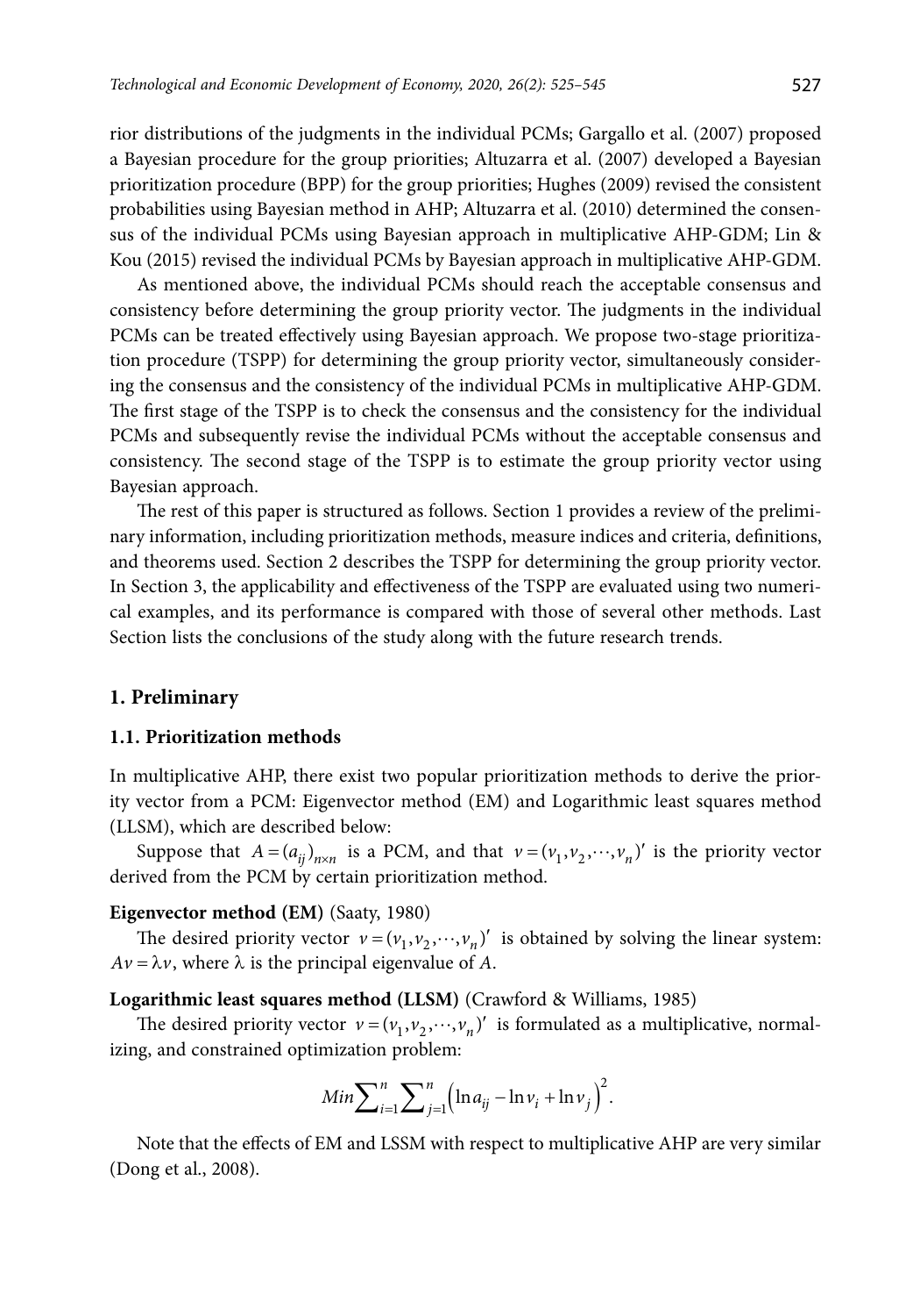rior distributions of the judgments in the individual PCMs; Gargallo et al. (2007) proposed a Bayesian procedure for the group priorities; Altuzarra et al. (2007) developed a Bayesian prioritization procedure (BPP) for the group priorities; Hughes (2009) revised the consistent probabilities using Bayesian method in AHP; Altuzarra et al. (2010) determined the consensus of the individual PCMs using Bayesian approach in multiplicative AHP-GDM; Lin & Kou (2015) revised the individual PCMs by Bayesian approach in multiplicative AHP-GDM.

As mentioned above, the individual PCMs should reach the acceptable consensus and consistency before determining the group priority vector. The judgments in the individual PCMs can be treated effectively using Bayesian approach. We propose two-stage prioritization procedure (TSPP) for determining the group priority vector, simultaneously considering the consensus and the consistency of the individual PCMs in multiplicative AHP-GDM. The first stage of the TSPP is to check the consensus and the consistency for the individual PCMs and subsequently revise the individual PCMs without the acceptable consensus and consistency. The second stage of the TSPP is to estimate the group priority vector using Bayesian approach.

The rest of this paper is structured as follows. Section 1 provides a review of the preliminary information, including prioritization methods, measure indices and criteria, definitions, and theorems used. Section 2 describes the TSPP for determining the group priority vector. In Section 3, the applicability and effectiveness of the TSPP are evaluated using two numerical examples, and its performance is compared with those of several other methods. Last Section lists the conclusions of the study along with the future research trends.

## 1. Preliminary

### 1.1. Prioritization methods

In multiplicative AHP, there exist two popular prioritization methods to derive the priority vector from a PCM: Eigenvector method (EM) and Logarithmic least squares method (LLSM), which are described below:

Suppose that $A=(a_{ij})_{n\times n}$ is a PCM, and that $v=(v_1,v_2,\cdots,v_n)'$ is the priority vector derived from the PCM by certain prioritization method.

**Eigenvector method (EM)** (Saaty, 1980)

The desired priority vector $v=(v_1,v_2,\cdots,v_n)'$ is obtained by solving the linear system: $Av=\lambda v$, where $\lambda$ is the principal eigenvalue of $A$.

**Logarithmic least squares method (LLSM)** (Crawford & Williams, 1985)

The desired priority vector $v=(v_1,v_2,\cdots,v_n)'$ is formulated as a multiplicative, normalizing, and constrained optimization problem:

$$Min\sum_{i=1}^{n}\sum_{j=1}^{n}\left(\ln a_{ij}-\ln v_i+\ln v_j\right)^2.$$

Note that the effects of EM and LSSM with respect to multiplicative AHP are very similar (Dong et al., 2008).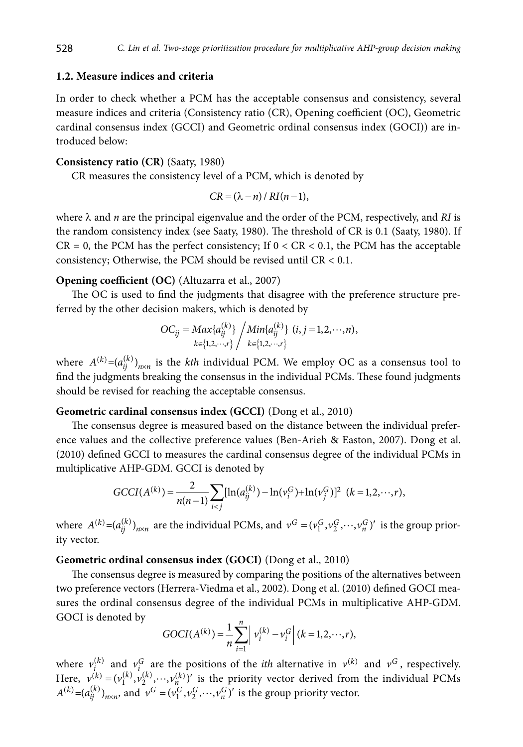### 1.2. Measure indices and criteria

In order to check whether a PCM has the acceptable consensus and consistency, several measure indices and criteria (Consistency ratio (CR), Opening coefficient (OC), Geometric cardinal consensus index (GCCI) and Geometric ordinal consensus index (GOCI)) are introduced below:

**Consistency ratio (CR)** (Saaty, 1980)

CR measures the consistency level of a PCM, which is denoted by

$$CR = (\lambda - n) / RI(n-1),$$

where λ and *n* are the principal eigenvalue and the order of the PCM, respectively, and *RI* is the random consistency index (see Saaty, 1980). The threshold of CR is 0.1 (Saaty, 1980). If CR = 0, the PCM has the perfect consistency; If 0 < CR < 0.1, the PCM has the acceptable consistency; Otherwise, the PCM should be revised until CR < 0.1.

**Opening coefficient (OC)** (Altuzarra et al., 2007)

The OC is used to find the judgments that disagree with the preference structure preferred by the other decision makers, which is denoted by

$$OC_{ij} = \underset{k\in\{1,2,\cdots,r\}}{Max}\{a_{ij}^{(k)}\} \Big/ \underset{k\in\{1,2,\cdots,r\}}{Min}\{a_{ij}^{(k)}\} \ (i,j=1,2,\cdots,n),$$

where $A^{(k)}=(a_{ij}^{(k)})_{n\times n}$ is the *kth* individual PCM. We employ OC as a consensus tool to find the judgments breaking the consensus in the individual PCMs. These found judgments should be revised for reaching the acceptable consensus.

**Geometric cardinal consensus index (GCCI)** (Dong et al., 2010)

The consensus degree is measured based on the distance between the individual preference values and the collective preference values (Ben-Arieh & Easton, 2007). Dong et al. (2010) defined GCCI to measures the cardinal consensus degree of the individual PCMs in multiplicative AHP-GDM. GCCI is denoted by

$$GCCI(A^{(k)}) = \frac{2}{n(n-1)}\sum_{i<j}[\ln(a_{ij}^{(k)}) - \ln(v_i^G) + \ln(v_j^G)]^2 \ \ (k=1,2,\cdots,r),$$

where $A^{(k)}=(a_{ij}^{(k)})_{n\times n}$ are the individual PCMs, and $v^G=(v_1^G,v_2^G,\cdots,v_n^G)'$ is the group priority vector.

**Geometric ordinal consensus index (GOCI)** (Dong et al., 2010)

The consensus degree is measured by comparing the positions of the alternatives between two preference vectors (Herrera-Viedma et al., 2002). Dong et al. (2010) defined GOCI measures the ordinal consensus degree of the individual PCMs in multiplicative AHP-GDM. GOCI is denoted by

$$GOCI(A^{(k)}) = \frac{1}{n}\sum_{i=1}^{n}\left| v_i^{(k)} - v_i^G \right| (k=1,2,\cdots,r),$$

where $v_i^{(k)}$ and $v_i^G$ are the positions of the *ith* alternative in $v^{(k)}$ and $v^G$, respectively. Here, $v^{(k)}=(v_1^{(k)},v_2^{(k)},\cdots,v_n^{(k)})'$ is the priority vector derived from the individual PCMs $A^{(k)}=(a_{ij}^{(k)})_{n\times n}$, and $v^G=(v_1^G,v_2^G,\cdots,v_n^G)'$ is the group priority vector.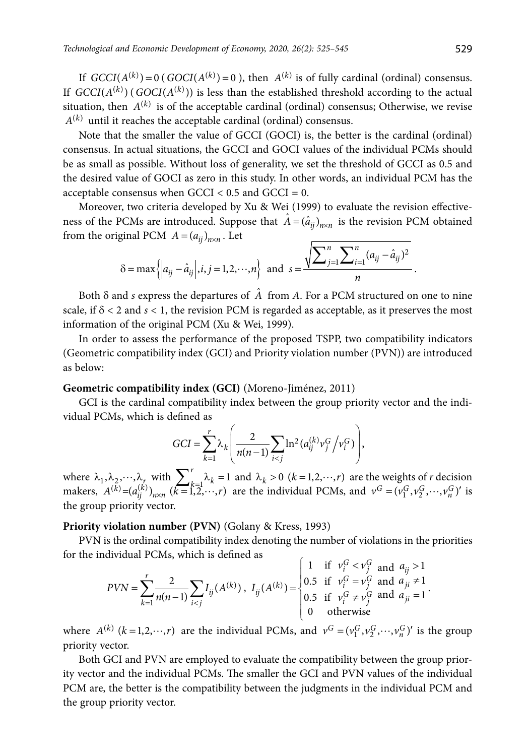If $GCCI(A^{(k)})=0$ ($GOCI(A^{(k)})=0$), then $A^{(k)}$ is of fully cardinal (ordinal) consensus. If $GCCI(A^{(k)})$ ($GOCI(A^{(k)})$) is less than the established threshold according to the actual situation, then $A^{(k)}$ is of the acceptable cardinal (ordinal) consensus; Otherwise, we revise $A^{(k)}$ until it reaches the acceptable cardinal (ordinal) consensus.

Note that the smaller the value of GCCI (GOCI) is, the better is the cardinal (ordinal) consensus. In actual situations, the GCCI and GOCI values of the individual PCMs should be as small as possible. Without loss of generality, we set the threshold of GCCI as 0.5 and the desired value of GOCI as zero in this study. In other words, an individual PCM has the acceptable consensus when GCCI < 0.5 and GCCI = 0.

Moreover, two criteria developed by Xu & Wei (1999) to evaluate the revision effectiveness of the PCMs are introduced. Suppose that $\hat{A}=(\hat{a}_{ij})_{n\times n}$ is the revision PCM obtained from the original PCM $A=(a_{ij})_{n\times n}$. Let

$$\delta=\max\left\{\left|a_{ij}-\hat{a}_{ij}\right|, i,j=1,2,\cdots,n\right\} \text{ and } s=\frac{\sqrt{\sum_{j=1}^{n}\sum_{i=1}^{n}(a_{ij}-\hat{a}_{ij})^2}}{n}.$$

Both $\delta$ and $s$ express the departures of $\hat{A}$ from $A$. For a PCM structured on one to nine scale, if $\delta<2$ and $s<1$, the revision PCM is regarded as acceptable, as it preserves the most information of the original PCM (Xu & Wei, 1999).

In order to assess the performance of the proposed TSPP, two compatibility indicators (Geometric compatibility index (GCI) and Priority violation number (PVN)) are introduced as below:

**Geometric compatibility index (GCI)** (Moreno-Jiménez, 2011)

GCI is the cardinal compatibility index between the group priority vector and the individual PCMs, which is defined as

$$GCI=\sum_{k=1}^{r}\lambda_k\left(\frac{2}{n(n-1)}\sum_{i<j}\ln^2\left(a_{ij}^{(k)}v_j^G\big/v_i^G\right)\right),$$

where $\lambda_1,\lambda_2,\cdots,\lambda_r$ with $\sum_{k=1}^{r}\lambda_k=1$ and $\lambda_k>0$ $(k=1,2,\cdots,r)$ are the weights of $r$ decision makers, $A^{(k)}=(a_{ij}^{(k)})_{n\times n}$ $(k=1,2,\cdots,r)$ are the individual PCMs, and $v^G=(v_1^G,v_2^G,\cdots,v_n^G)'$ is the group priority vector.

**Priority violation number (PVN)** (Golany & Kress, 1993)

PVN is the ordinal compatibility index denoting the number of violations in the priorities for the individual PCMs, which is defined as

$$PVN=\sum_{k=1}^{r}\frac{2}{n(n-1)}\sum_{i<j}I_{ij}(A^{(k)}),\ I_{ij}(A^{(k)})=\begin{cases}1 & \text{if } v_i^G<v_j^G \text{ and } a_{ij}>1\\ 0.5 & \text{if } v_i^G=v_j^G \text{ and } a_{ji}\neq 1\\ 0.5 & \text{if } v_i^G\neq v_j^G \text{ and } a_{ji}=1\\ 0 & \text{otherwise}\end{cases}.$$

where $A^{(k)}$ $(k=1,2,\cdots,r)$ are the individual PCMs, and $v^G=(v_1^G,v_2^G,\cdots,v_n^G)'$ is the group priority vector.

Both GCI and PVN are employed to evaluate the compatibility between the group priority vector and the individual PCMs. The smaller the GCI and PVN values of the individual PCM are, the better is the compatibility between the judgments in the individual PCM and the group priority vector.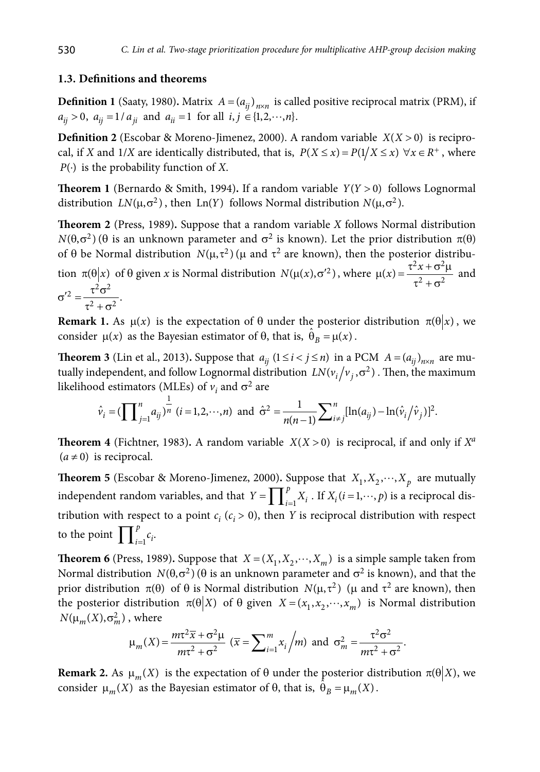### 1.3. Definitions and theorems

**Definition 1** (Saaty, 1980)**.** Matrix $A = (a_{ij})_{n \times n}$ is called positive reciprocal matrix (PRM), if $a_{ij} > 0$, $a_{ij} = 1/a_{ji}$ and $a_{ii} = 1$ for all $i, j \in \{1, 2, \cdots, n\}$.

**Definition 2** (Escobar & Moreno-Jimenez, 2000). A random variable $X (X > 0)$ is reciprocal, if $X$ and $1/X$ are identically distributed, that is, $P(X \le x) = P(1/X \le x)\ \forall x \in R^+$, where $P(\cdot)$ is the probability function of $X$.

**Theorem 1** (Bernardo & Smith, 1994)**.** If a random variable $Y (Y > 0)$ follows Lognormal distribution $LN(\mu, \sigma^2)$, then $\text{Ln}(Y)$ follows Normal distribution $N(\mu, \sigma^2)$.

**Theorem 2** (Press, 1989)**.** Suppose that a random variable $X$ follows Normal distribution $N(\theta, \sigma^2)$ ($\theta$ is an unknown parameter and $\sigma^2$ is known). Let the prior distribution $\pi(\theta)$ of $\theta$ be Normal distribution $N(\mu, \tau^2)$ ($\mu$ and $\tau^2$ are known), then the posterior distribution $\pi(\theta|x)$ of $\theta$ given $x$ is Normal distribution $N(\mu(x), \sigma'^2)$, where $\mu(x) = \dfrac{\tau^2 x + \sigma^2 \mu}{\tau^2 + \sigma^2}$ and $\sigma'^2 = \dfrac{\tau^2 \sigma^2}{\tau^2 + \sigma^2}$.

**Remark 1.** As $\mu(x)$ is the expectation of $\theta$ under the posterior distribution $\pi(\theta|x)$, we consider $\mu(x)$ as the Bayesian estimator of $\theta$, that is, $\hat{\theta}_B = \mu(x)$.

**Theorem 3** (Lin et al., 2013)**.** Suppose that $a_{ij}$ $(1 \le i < j \le n)$ in a PCM $A = (a_{ij})_{n \times n}$ are mutually independent, and follow Lognormal distribution $LN(v_i / v_j, \sigma^2)$. Then, the maximum likelihood estimators (MLEs) of $v_i$ and $\sigma^2$ are

$$\hat{v}_i = (\prod_{j=1}^{n} a_{ij})^{\frac{1}{n}}\ (i = 1, 2, \cdots, n) \text{ and } \hat{\sigma}^2 = \frac{1}{n(n-1)} \sum_{i \ne j}^{n} [\ln(a_{ij}) - \ln(\hat{v}_i / \hat{v}_j)]^2.$$

**Theorem 4** (Fichtner, 1983)**.** A random variable $X (X > 0)$ is reciprocal, if and only if $X^a$ $(a \ne 0)$ is reciprocal.

**Theorem 5** (Escobar & Moreno-Jimenez, 2000)**.** Suppose that $X_1, X_2, \cdots, X_p$ are mutually independent random variables, and that $Y = \prod_{i=1}^{p} X_i$. If $X_i (i = 1, \cdots, p)$ is a reciprocal distribution with respect to a point $c_i$ ($c_i > 0$), then $Y$ is reciprocal distribution with respect to the point $\prod_{i=1}^{p} c_i$.

**Theorem 6** (Press, 1989)**.** Suppose that $X = (X_1, X_2, \cdots, X_m)$ is a simple sample taken from Normal distribution $N(\theta, \sigma^2)$ ($\theta$ is an unknown parameter and $\sigma^2$ is known), and that the prior distribution $\pi(\theta)$ of $\theta$ is Normal distribution $N(\mu, \tau^2)$ ($\mu$ and $\tau^2$ are known), then the posterior distribution $\pi(\theta|X)$ of $\theta$ given $X = (x_1, x_2, \cdots, x_m)$ is Normal distribution $N(\mu_m(X), \sigma_m^2)$, where

$$\mu_m(X) = \frac{m\tau^2 \bar{x} + \sigma^2 \mu}{m\tau^2 + \sigma^2}\ (\bar{x} = \sum_{i=1}^{m} x_i / m) \text{ and } \sigma_m^2 = \frac{\tau^2 \sigma^2}{m\tau^2 + \sigma^2}.$$

**Remark 2.** As $\mu_m(X)$ is the expectation of $\theta$ under the posterior distribution $\pi(\theta|X)$, we consider $\mu_m(X)$ as the Bayesian estimator of $\theta$, that is, $\hat{\theta}_B = \mu_m(X)$.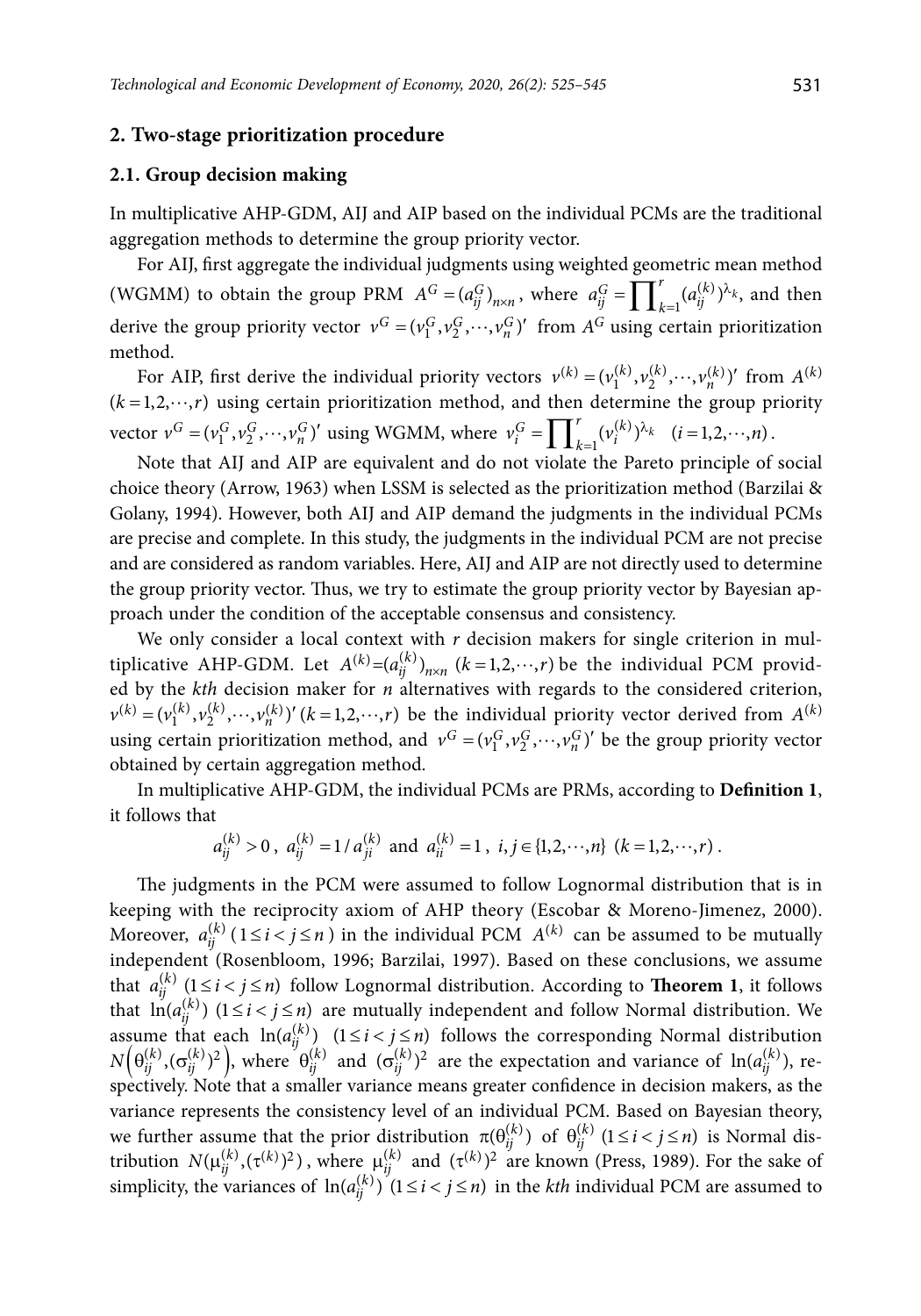## 2. Two-stage prioritization procedure

### 2.1. Group decision making

In multiplicative AHP-GDM, AIJ and AIP based on the individual PCMs are the traditional aggregation methods to determine the group priority vector.

For AIJ, first aggregate the individual judgments using weighted geometric mean method (WGMM) to obtain the group PRM $A^G = (a_{ij}^G)_{n\times n}$, where $a_{ij}^G = \prod_{k=1}^{r} (a_{ij}^{(k)})^{\lambda_k}$, and then derive the group priority vector $v^G = (v_1^G, v_2^G, \cdots, v_n^G)'$ from $A^G$ using certain prioritization method.

For AIP, first derive the individual priority vectors $v^{(k)} = (v_1^{(k)}, v_2^{(k)}, \cdots, v_n^{(k)})'$ from $A^{(k)}$ $(k = 1, 2, \cdots, r)$ using certain prioritization method, and then determine the group priority vector $v^G = (v_1^G, v_2^G, \cdots, v_n^G)'$ using WGMM, where $v_i^G = \prod_{k=1}^{r} (v_i^{(k)})^{\lambda_k}$ $(i = 1, 2, \cdots, n)$.

Note that AIJ and AIP are equivalent and do not violate the Pareto principle of social choice theory (Arrow, 1963) when LSSM is selected as the prioritization method (Barzilai & Golany, 1994). However, both AIJ and AIP demand the judgments in the individual PCMs are precise and complete. In this study, the judgments in the individual PCM are not precise and are considered as random variables. Here, AIJ and AIP are not directly used to determine the group priority vector. Thus, we try to estimate the group priority vector by Bayesian approach under the condition of the acceptable consensus and consistency.

We only consider a local context with $r$ decision makers for single criterion in multiplicative AHP-GDM. Let $A^{(k)} = (a_{ij}^{(k)})_{n\times n}$ $(k = 1, 2, \cdots, r)$ be the individual PCM provided by the *kth* decision maker for $n$ alternatives with regards to the considered criterion, $v^{(k)} = (v_1^{(k)}, v_2^{(k)}, \cdots, v_n^{(k)})'$ $(k = 1, 2, \cdots, r)$ be the individual priority vector derived from $A^{(k)}$ using certain prioritization method, and $v^G = (v_1^G, v_2^G, \cdots, v_n^G)'$ be the group priority vector obtained by certain aggregation method.

In multiplicative AHP-GDM, the individual PCMs are PRMs, according to **Definition 1**, it follows that

$$a_{ij}^{(k)} > 0,\ a_{ij}^{(k)} = 1/a_{ji}^{(k)} \text{ and } a_{ii}^{(k)} = 1,\ i, j \in \{1, 2, \cdots, n\}\ (k = 1, 2, \cdots, r).$$

The judgments in the PCM were assumed to follow Lognormal distribution that is in keeping with the reciprocity axiom of AHP theory (Escobar & Moreno-Jimenez, 2000). Moreover, $a_{ij}^{(k)}$ $(1 \le i < j \le n)$ in the individual PCM $A^{(k)}$ can be assumed to be mutually independent (Rosenbloom, 1996; Barzilai, 1997). Based on these conclusions, we assume that $a_{ij}^{(k)}$ $(1 \le i < j \le n)$ follow Lognormal distribution. According to **Theorem 1**, it follows that $\ln(a_{ij}^{(k)})$ $(1 \le i < j \le n)$ are mutually independent and follow Normal distribution. We assume that each $\ln(a_{ij}^{(k)})$ $(1 \le i < j \le n)$ follows the corresponding Normal distribution $N\left(\theta_{ij}^{(k)}, (\sigma_{ij}^{(k)})^2\right)$, where $\theta_{ij}^{(k)}$ and $(\sigma_{ij}^{(k)})^2$ are the expectation and variance of $\ln(a_{ij}^{(k)})$, respectively. Note that a smaller variance means greater confidence in decision makers, as the variance represents the consistency level of an individual PCM. Based on Bayesian theory, we further assume that the prior distribution $\pi(\theta_{ij}^{(k)})$ of $\theta_{ij}^{(k)}$ $(1 \le i < j \le n)$ is Normal distribution $N(\mu_{ij}^{(k)}, (\tau^{(k)})^2)$, where $\mu_{ij}^{(k)}$ and $(\tau^{(k)})^2$ are known (Press, 1989). For the sake of simplicity, the variances of $\ln(a_{ij}^{(k)})$ $(1 \le i < j \le n)$ in the *kth* individual PCM are assumed to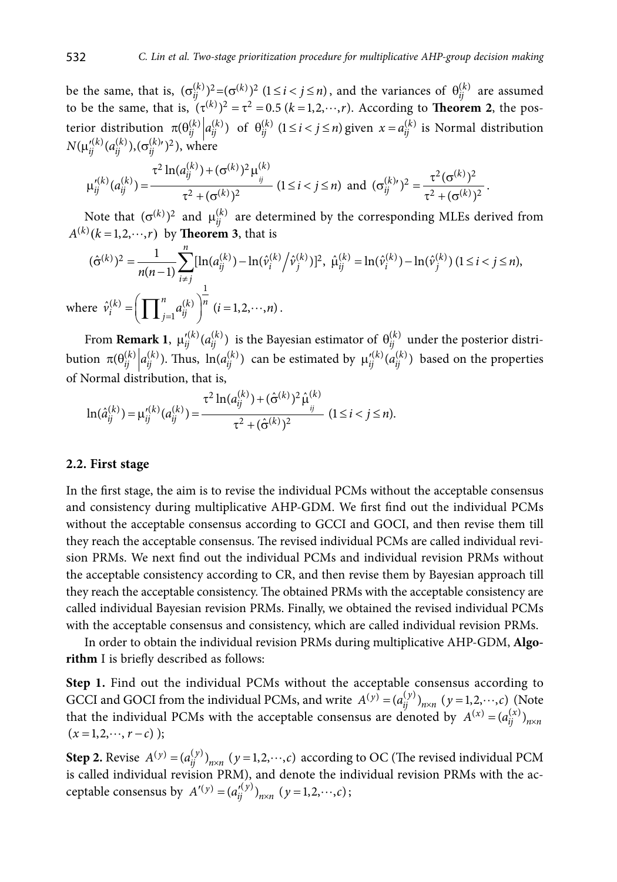be the same, that is, $(\sigma_{ij}^{(k)})^2=(\sigma^{(k)})^2$ $(1 \le i < j \le n)$, and the variances of $\theta_{ij}^{(k)}$ are assumed to be the same, that is, $(\tau^{(k)})^2 = \tau^2 = 0.5$ $(k = 1,2,\cdots,r)$. According to **Theorem 2**, the posterior distribution $\pi(\theta_{ij}^{(k)} \big| a_{ij}^{(k)})$ of $\theta_{ij}^{(k)}$ $(1 \le i < j \le n)$ given $x = a_{ij}^{(k)}$ is Normal distribution $N(\mu_{ij}'^{(k)}(a_{ij}^{(k)}),(\sigma_{ij}^{(k)\prime})^2)$, where

$$\mu_{ij}'^{(k)}(a_{ij}^{(k)}) = \frac{\tau^2 \ln(a_{ij}^{(k)}) + (\sigma^{(k)})^2 \mu_{ij}^{(k)}}{\tau^2 + (\sigma^{(k)})^2} \ (1 \le i < j \le n) \text{ and } (\sigma_{ij}^{(k)\prime})^2 = \frac{\tau^2 (\sigma^{(k)})^2}{\tau^2 + (\sigma^{(k)})^2}.$$

Note that $(\sigma^{(k)})^2$ and $\mu_{ij}^{(k)}$ are determined by the corresponding MLEs derived from $A^{(k)} (k = 1,2,\cdots,r)$ by **Theorem 3**, that is

$$(\hat{\sigma}^{(k)})^2 = \frac{1}{n(n-1)} \sum_{i \ne j}^{n} [\ln(a_{ij}^{(k)}) - \ln(\hat{v}_i^{(k)} \big/ \hat{v}_j^{(k)})]^2, \ \hat{\mu}_{ij}^{(k)} = \ln(\hat{v}_i^{(k)}) - \ln(\hat{v}_j^{(k)}) \ (1 \le i < j \le n),$$

where $\hat{v}_i^{(k)} = \left( \prod_{j=1}^{n} a_{ij}^{(k)} \right)^{\frac{1}{n}} \ (i = 1,2,\cdots,n)$.

From **Remark 1**, $\mu_{ij}'^{(k)}(a_{ij}^{(k)})$ is the Bayesian estimator of $\theta_{ij}^{(k)}$ under the posterior distribution $\pi(\theta_{ij}^{(k)} \big| a_{ij}^{(k)})$. Thus, $\ln(a_{ij}^{(k)})$ can be estimated by $\mu_{ij}'^{(k)}(a_{ij}^{(k)})$ based on the properties of Normal distribution, that is,

$$\ln(\hat{a}_{ij}^{(k)}) = \mu_{ij}'^{(k)}(a_{ij}^{(k)}) = \frac{\tau^2 \ln(a_{ij}^{(k)}) + (\hat{\sigma}^{(k)})^2 \hat{\mu}_{ij}^{(k)}}{\tau^2 + (\hat{\sigma}^{(k)})^2} \ (1 \le i < j \le n).$$

### 2.2. First stage

In the first stage, the aim is to revise the individual PCMs without the acceptable consensus and consistency during multiplicative AHP-GDM. We first find out the individual PCMs without the acceptable consensus according to GCCI and GOCI, and then revise them till they reach the acceptable consensus. The revised individual PCMs are called individual revision PRMs. We next find out the individual PCMs and individual revision PRMs without the acceptable consistency according to CR, and then revise them by Bayesian approach till they reach the acceptable consistency. The obtained PRMs with the acceptable consistency are called individual Bayesian revision PRMs. Finally, we obtained the revised individual PCMs with the acceptable consensus and consistency, which are called individual revision PRMs.

In order to obtain the individual revision PRMs during multiplicative AHP-GDM, **Algorithm** I is briefly described as follows:

**Step 1.** Find out the individual PCMs without the acceptable consensus according to GCCI and GOCI from the individual PCMs, and write $A^{(y)} = (a_{ij}^{(y)})_{n \times n}$ $(y = 1,2,\cdots,c)$ (Note that the individual PCMs with the acceptable consensus are denoted by $A^{(x)} = (a_{ij}^{(x)})_{n \times n}$ $(x = 1,2,\cdots, r-c)$ );

**Step 2.** Revise $A^{(y)} = (a_{ij}^{(y)})_{n \times n}$ $(y = 1,2,\cdots,c)$ according to OC (The revised individual PCM is called individual revision PRM), and denote the individual revision PRMs with the acceptable consensus by $A'^{(y)} = (a_{ij}'^{(y)})_{n \times n}$ $(y = 1,2,\cdots,c)$;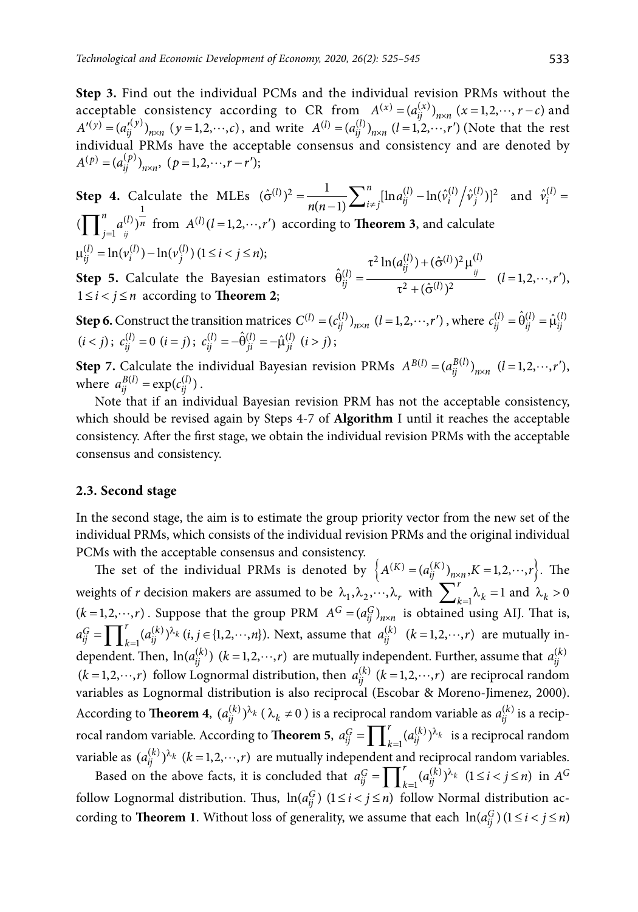**Step 3.** Find out the individual PCMs and the individual revision PRMs without the acceptable consistency according to CR from $A^{(x)} = (a_{ij}^{(x)})_{n\times n}$ $(x = 1,2,\cdots, r-c)$ and $A'^{(y)} = (a_{ij}'^{(y)})_{n\times n}$ $(y = 1,2,\cdots,c)$, and write $A^{(l)} = (a_{ij}^{(l)})_{n\times n}$ $(l = 1,2,\cdots,r')$ (Note that the rest individual PRMs have the acceptable consensus and consistency and are denoted by $A^{(p)} = (a_{ij}^{(p)})_{n\times n}$, $(p = 1,2,\cdots,r-r')$;

**Step 4.** Calculate the MLEs $(\hat{\sigma}^{(l)})^2 = \frac{1}{n(n-1)}\sum_{i\neq j}^{n}[\ln a_{ij}^{(l)} - \ln(\hat{v}_i^{(l)}/\hat{v}_j^{(l)})]^2$ and $\hat{v}_i^{(l)} = (\prod_{j=1}^{n} a_{ij}^{(l)})^{\frac{1}{n}}$ from $A^{(l)}(l = 1,2,\cdots,r')$ according to **Theorem 3**, and calculate $\mu_{ij}^{(l)} = \ln(v_i^{(l)}) - \ln(v_j^{(l)})$ $(1 \le i < j \le n)$;

**Step 5.** Calculate the Bayesian estimators $\hat{\theta}_{ij}^{(l)} = \frac{\tau^2 \ln(a_{ij}^{(l)}) + (\hat{\sigma}^{(l)})^2 \mu_{ij}^{(l)}}{\tau^2 + (\hat{\sigma}^{(l)})^2}$ $(l = 1,2,\cdots,r')$, $1 \le i < j \le n$ according to **Theorem 2**;

**Step 6.** Construct the transition matrices $C^{(l)} = (c_{ij}^{(l)})_{n\times n}$ $(l = 1,2,\cdots,r')$, where $c_{ij}^{(l)} = \hat{\theta}_{ij}^{(l)} = \hat{\mu}_{ij}^{(l)}$ $(i < j)$; $c_{ij}^{(l)} = 0$ $(i = j)$; $c_{ij}^{(l)} = -\hat{\theta}_{ji}^{(l)} = -\hat{\mu}_{ji}^{(l)}$ $(i > j)$;

**Step 7.** Calculate the individual Bayesian revision PRMs $A^{B(l)} = (a_{ij}^{B(l)})_{n\times n}$ $(l = 1,2,\cdots,r')$, where $a_{ij}^{B(l)} = \exp(c_{ij}^{(l)})$.

Note that if an individual Bayesian revision PRM has not the acceptable consistency, which should be revised again by Steps 4-7 of **Algorithm** I until it reaches the acceptable consistency. After the first stage, we obtain the individual revision PRMs with the acceptable consensus and consistency.

### 2.3. Second stage

In the second stage, the aim is to estimate the group priority vector from the new set of the individual PRMs, which consists of the individual revision PRMs and the original individual PCMs with the acceptable consensus and consistency.

The set of the individual PRMs is denoted by $\left\{A^{(K)} = (a_{ij}^{(K)})_{n\times n}, K = 1,2,\cdots,r\right\}$. The weights of $r$ decision makers are assumed to be $\lambda_1, \lambda_2, \cdots, \lambda_r$ with $\sum_{k=1}^{r}\lambda_k = 1$ and $\lambda_k > 0$ $(k = 1,2,\cdots,r)$. Suppose that the group PRM $A^G = (a_{ij}^G)_{n\times n}$ is obtained using AIJ. That is, $a_{ij}^G = \prod_{k=1}^{r}(a_{ij}^{(k)})^{\lambda_k}$ $(i, j \in \{1,2,\cdots,n\})$. Next, assume that $a_{ij}^{(k)}$ $(k = 1,2,\cdots,r)$ are mutually independent. Then, $\ln(a_{ij}^{(k)})$ $(k = 1,2,\cdots,r)$ are mutually independent. Further, assume that $a_{ij}^{(k)}$ $(k = 1,2,\cdots,r)$ follow Lognormal distribution, then $a_{ij}^{(k)}$ $(k = 1,2,\cdots,r)$ are reciprocal random variables as Lognormal distribution is also reciprocal (Escobar & Moreno-Jimenez, 2000). According to **Theorem 4**, $(a_{ij}^{(k)})^{\lambda_k}$ ($\lambda_k \neq 0$) is a reciprocal random variable as $a_{ij}^{(k)}$ is a reciprocal random variable. According to **Theorem 5**, $a_{ij}^G = \prod_{k=1}^{r}(a_{ij}^{(k)})^{\lambda_k}$ is a reciprocal random variable as $(a_{ij}^{(k)})^{\lambda_k}$ $(k = 1,2,\cdots,r)$ are mutually independent and reciprocal random variables.

Based on the above facts, it is concluded that $a_{ij}^G = \prod_{k=1}^{r}(a_{ij}^{(k)})^{\lambda_k}$ $(1 \le i < j \le n)$ in $A^G$ follow Lognormal distribution. Thus, $\ln(a_{ij}^G)$ $(1 \le i < j \le n)$ follow Normal distribution according to **Theorem 1**. Without loss of generality, we assume that each $\ln(a_{ij}^G)$ $(1 \le i < j \le n)$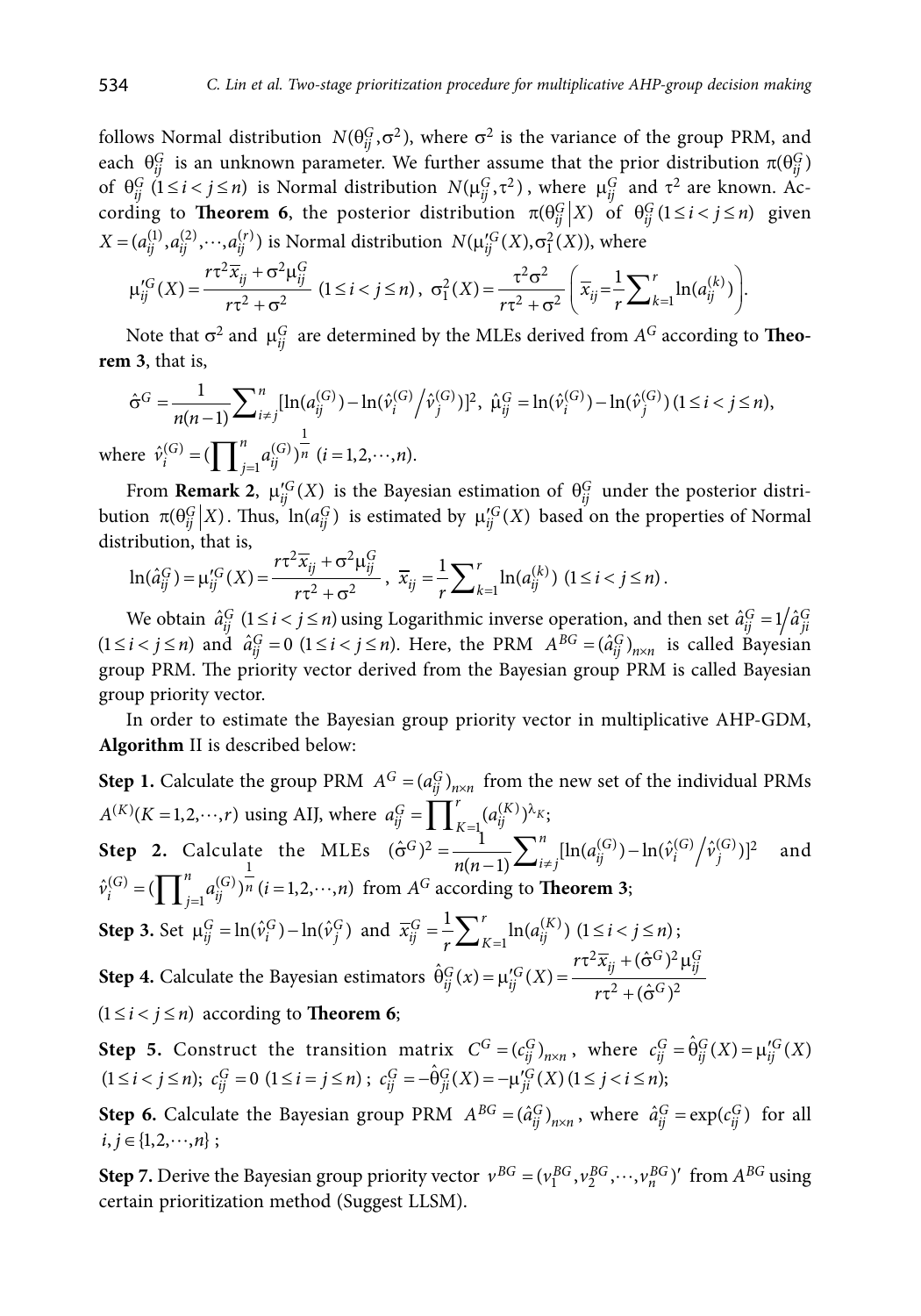follows Normal distribution $N(\theta_{ij}^G, \sigma^2)$, where $\sigma^2$ is the variance of the group PRM, and each $\theta_{ij}^G$ is an unknown parameter. We further assume that the prior distribution $\pi(\theta_{ij}^G)$ of $\theta_{ij}^G$ $(1 \le i < j \le n)$ is Normal distribution $N(\mu_{ij}^G, \tau^2)$, where $\mu_{ij}^G$ and $\tau^2$ are known. According to **Theorem 6**, the posterior distribution $\pi(\theta_{ij}^G | X)$ of $\theta_{ij}^G (1 \le i < j \le n)$ given $X = (a_{ij}^{(1)}, a_{ij}^{(2)}, \cdots, a_{ij}^{(r)})$ is Normal distribution $N(\mu_{ij}'^G(X), \sigma_1^2(X))$, where

$$\mu_{ij}'^G(X) = \frac{r\tau^2 \bar{x}_{ij} + \sigma^2 \mu_{ij}^G}{r\tau^2 + \sigma^2} \ (1 \le i < j \le n), \ \sigma_1^2(X) = \frac{\tau^2 \sigma^2}{r\tau^2 + \sigma^2} \left( \bar{x}_{ij} = \frac{1}{r} \sum_{k=1}^{r} \ln(a_{ij}^{(k)}) \right).$$

Note that $\sigma^2$ and $\mu_{ij}^G$ are determined by the MLEs derived from $A^G$ according to **Theorem 3**, that is,

$$\hat{\sigma}^G = \frac{1}{n(n-1)} \sum_{i \ne j}^{n} [\ln(a_{ij}^{(G)}) - \ln(\hat{v}_i^{(G)} / \hat{v}_j^{(G)})]^2, \ \hat{\mu}_{ij}^G = \ln(\hat{v}_i^{(G)}) - \ln(\hat{v}_j^{(G)}) \ (1 \le i < j \le n),$$

where $\hat{v}_i^{(G)} = (\prod_{j=1}^{n} a_{ij}^{(G)})^{\frac{1}{n}} \ (i = 1, 2, \cdots, n)$.

From **Remark 2**, $\mu_{ij}'^G(X)$ is the Bayesian estimation of $\theta_{ij}^G$ under the posterior distribution $\pi(\theta_{ij}^G | X)$. Thus, $\ln(a_{ij}^G)$ is estimated by $\mu_{ij}'^G(X)$ based on the properties of Normal distribution, that is,

$$\ln(\hat{a}_{ij}^G) = \mu_{ij}'^G(X) = \frac{r\tau^2 \bar{x}_{ij} + \sigma^2 \mu_{ij}^G}{r\tau^2 + \sigma^2}, \ \bar{x}_{ij} = \frac{1}{r} \sum_{k=1}^{r} \ln(a_{ij}^{(k)}) \ (1 \le i < j \le n).$$

We obtain $\hat{a}_{ij}^G$ $(1 \le i < j \le n)$ using Logarithmic inverse operation, and then set $\hat{a}_{ij}^G = 1 / \hat{a}_{ji}^G$ $(1 \le i < j \le n)$ and $\hat{a}_{ij}^G = 0 \ (1 \le i < j \le n)$. Here, the PRM $A^{BG} = (\hat{a}_{ij}^G)_{n \times n}$ is called Bayesian group PRM. The priority vector derived from the Bayesian group PRM is called Bayesian group priority vector.

In order to estimate the Bayesian group priority vector in multiplicative AHP-GDM, **Algorithm** II is described below:

**Step 1.** Calculate the group PRM $A^G = (a_{ij}^G)_{n \times n}$ from the new set of the individual PRMs $A^{(K)} (K = 1, 2, \cdots, r)$ using AIJ, where $a_{ij}^G = \prod_{K=1}^{r} (a_{ij}^{(K)})^{\lambda_K}$;

**Step 2.** Calculate the MLEs $(\hat{\sigma}^G)^2 = \frac{1}{n(n-1)} \sum_{i \ne j}^{n} [\ln(a_{ij}^{(G)}) - \ln(\hat{v}_i^{(G)} / \hat{v}_j^{(G)})]^2$ and $\hat{v}_i^{(G)} = (\prod_{j=1}^{n} a_{ij}^{(G)})^{\frac{1}{n}} \ (i = 1, 2, \cdots, n)$ from $A^G$ according to **Theorem 3**;

**Step 3.** Set $\mu_{ij}^G = \ln(\hat{v}_i^G) - \ln(\hat{v}_j^G)$ and $\bar{x}_{ij}^G = \frac{1}{r} \sum_{K=1}^{r} \ln(a_{ij}^{(K)}) \ (1 \le i < j \le n)$;

**Step 4.** Calculate the Bayesian estimators $\hat{\theta}_{ij}^G(x) = \mu_{ij}'^G(X) = \frac{r\tau^2 \bar{x}_{ij} + (\hat{\sigma}^G)^2 \mu_{ij}^G}{r\tau^2 + (\hat{\sigma}^G)^2}$ $(1 \le i < j \le n)$ according to **Theorem 6**;

**Step 5.** Construct the transition matrix $C^G = (c_{ij}^G)_{n \times n}$, where $c_{ij}^G = \hat{\theta}_{ij}^G(X) = \mu_{ij}'^G(X)$ $(1 \le i < j \le n)$; $c_{ij}^G = 0 \ (1 \le i = j \le n)$; $c_{ij}^G = -\hat{\theta}_{ji}^G(X) = -\mu_{ji}'^G(X) \ (1 \le j < i \le n)$;

**Step 6.** Calculate the Bayesian group PRM $A^{BG} = (\hat{a}_{ij}^G)_{n \times n}$, where $\hat{a}_{ij}^G = \exp(c_{ij}^G)$ for all $i, j \in \{1, 2, \cdots, n\}$;

**Step 7.** Derive the Bayesian group priority vector $v^{BG} = (v_1^{BG}, v_2^{BG}, \cdots, v_n^{BG})'$ from $A^{BG}$ using certain prioritization method (Suggest LLSM).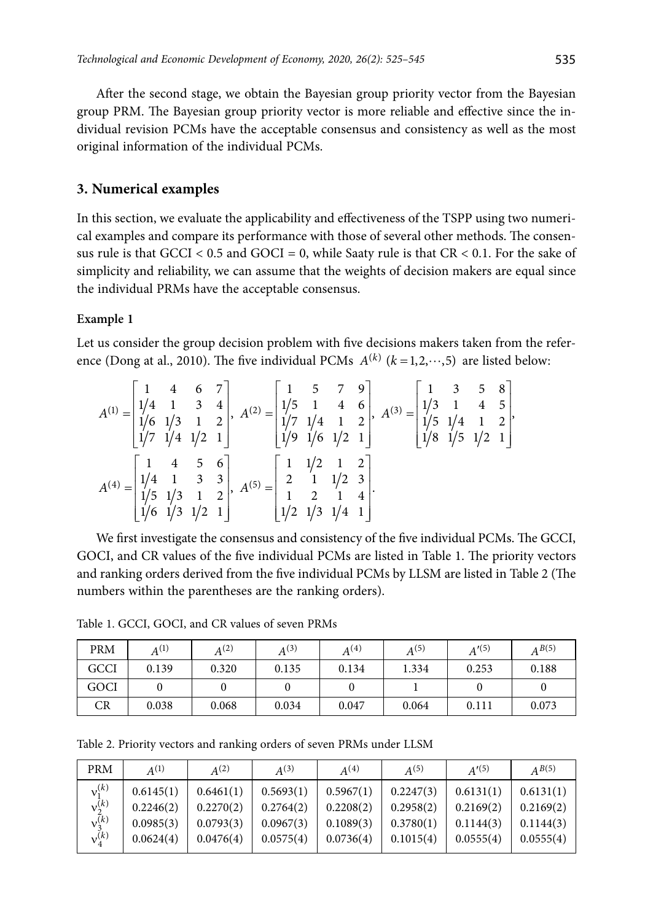After the second stage, we obtain the Bayesian group priority vector from the Bayesian group PRM. The Bayesian group priority vector is more reliable and effective since the individual revision PCMs have the acceptable consensus and consistency as well as the most original information of the individual PCMs.

## 3. Numerical examples

In this section, we evaluate the applicability and effectiveness of the TSPP using two numerical examples and compare its performance with those of several other methods. The consensus rule is that GCCI < 0.5 and GOCI = 0, while Saaty rule is that CR < 0.1. For the sake of simplicity and reliability, we can assume that the weights of decision makers are equal since the individual PRMs have the acceptable consensus.

### Example 1

Let us consider the group decision problem with five decisions makers taken from the reference (Dong at al., 2010). The five individual PCMs $A^{(k)}$ $(k = 1, 2, \cdots, 5)$ are listed below:

$$A^{(1)} = \begin{bmatrix} 1 & 4 & 6 & 7 \\ 1/4 & 1 & 3 & 4 \\ 1/6 & 1/3 & 1 & 2 \\ 1/7 & 1/4 & 1/2 & 1 \end{bmatrix}, \; A^{(2)} = \begin{bmatrix} 1 & 5 & 7 & 9 \\ 1/5 & 1 & 4 & 6 \\ 1/7 & 1/4 & 1 & 2 \\ 1/9 & 1/6 & 1/2 & 1 \end{bmatrix}, \; A^{(3)} = \begin{bmatrix} 1 & 3 & 5 & 8 \\ 1/3 & 1 & 4 & 5 \\ 1/5 & 1/4 & 1 & 2 \\ 1/8 & 1/5 & 1/2 & 1 \end{bmatrix},$$

$$A^{(4)} = \begin{bmatrix} 1 & 4 & 5 & 6 \\ 1/4 & 1 & 3 & 3 \\ 1/5 & 1/3 & 1 & 2 \\ 1/6 & 1/3 & 1/2 & 1 \end{bmatrix}, \; A^{(5)} = \begin{bmatrix} 1 & 1/2 & 1 & 2 \\ 2 & 1 & 1/2 & 3 \\ 1 & 2 & 1 & 4 \\ 1/2 & 1/3 & 1/4 & 1 \end{bmatrix}.$$

We first investigate the consensus and consistency of the five individual PCMs. The GCCI, GOCI, and CR values of the five individual PCMs are listed in Table 1. The priority vectors and ranking orders derived from the five individual PCMs by LLSM are listed in Table 2 (The numbers within the parentheses are the ranking orders).

Table 1. GCCI, GOCI, and CR values of seven PRMs

| PRM | $A^{(1)}$ | $A^{(2)}$ | $A^{(3)}$ | $A^{(4)}$ | $A^{(5)}$ | $A'^{(5)}$ | $A^{B(5)}$ |
|---|---|---|---|---|---|---|---|
| GCCI | 0.139 | 0.320 | 0.135 | 0.134 | 1.334 | 0.253 | 0.188 |
| GOCI | 0 | 0 | 0 | 0 | 1 | 0 | 0 |
| CR | 0.038 | 0.068 | 0.034 | 0.047 | 0.064 | 0.111 | 0.073 |

Table 2. Priority vectors and ranking orders of seven PRMs under LLSM

| PRM | $A^{(1)}$ | $A^{(2)}$ | $A^{(3)}$ | $A^{(4)}$ | $A^{(5)}$ | $A'^{(5)}$ | $A^{B(5)}$ |
|---|---|---|---|---|---|---|---|
| $v_1^{(k)}$ | 0.6145(1) | 0.6461(1) | 0.5693(1) | 0.5967(1) | 0.2247(3) | 0.6131(1) | 0.6131(1) |
| $v_2^{(k)}$ | 0.2246(2) | 0.2270(2) | 0.2764(2) | 0.2208(2) | 0.2958(2) | 0.2169(2) | 0.2169(2) |
| $v_3^{(k)}$ | 0.0985(3) | 0.0793(3) | 0.0967(3) | 0.1089(3) | 0.3780(1) | 0.1144(3) | 0.1144(3) |
| $v_4^{(k)}$ | 0.0624(4) | 0.0476(4) | 0.0575(4) | 0.0736(4) | 0.1015(4) | 0.0555(4) | 0.0555(4) |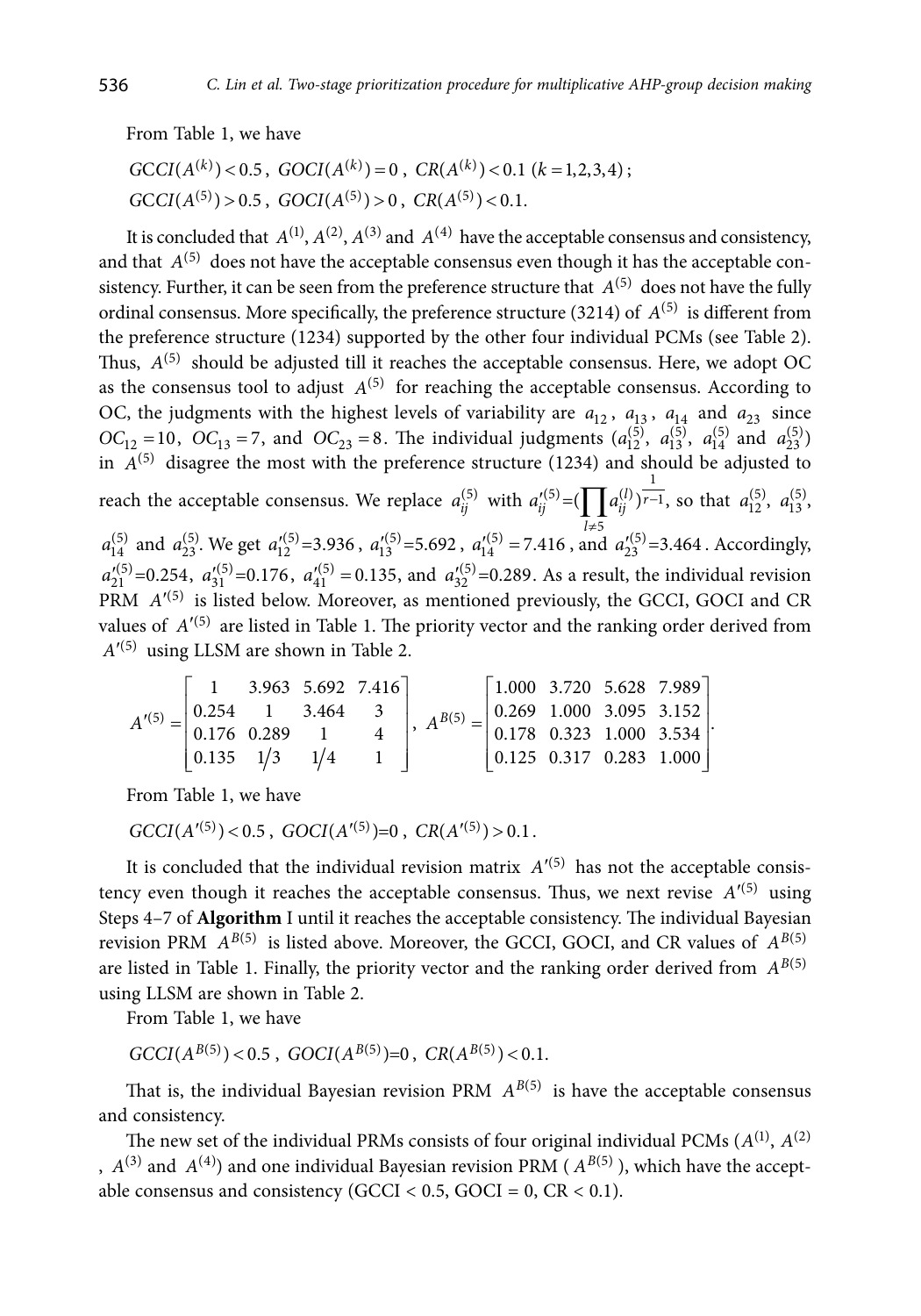From Table 1, we have

$GCCI(A^{(k)}) < 0.5$ , $GOCI(A^{(k)}) = 0$ , $CR(A^{(k)}) < 0.1$ $(k = 1,2,3,4)$ ;

$GCCI(A^{(5)}) > 0.5$ , $GOCI(A^{(5)}) > 0$ , $CR(A^{(5)}) < 0.1$.

It is concluded that $A^{(1)}, A^{(2)}, A^{(3)}$ and $A^{(4)}$ have the acceptable consensus and consistency, and that $A^{(5)}$ does not have the acceptable consensus even though it has the acceptable consistency. Further, it can be seen from the preference structure that $A^{(5)}$ does not have the fully ordinal consensus. More specifically, the preference structure (3214) of $A^{(5)}$ is different from the preference structure (1234) supported by the other four individual PCMs (see Table 2). Thus, $A^{(5)}$ should be adjusted till it reaches the acceptable consensus. Here, we adopt OC as the consensus tool to adjust $A^{(5)}$ for reaching the acceptable consensus. According to OC, the judgments with the highest levels of variability are $a_{12}$ , $a_{13}$ , $a_{14}$ and $a_{23}$ since $OC_{12} = 10$ , $OC_{13} = 7$, and $OC_{23} = 8$. The individual judgments ($a_{12}^{(5)}$, $a_{13}^{(5)}$, $a_{14}^{(5)}$ and $a_{23}^{(5)}$) in $A^{(5)}$ disagree the most with the preference structure (1234) and should be adjusted to reach the acceptable consensus. We replace $a_{ij}^{(5)}$ with $a_{ij}'^{(5)} = (\prod_{l \neq 5} a_{ij}^{(l)})^{\frac{1}{r-1}}$, so that $a_{12}^{(5)}$, $a_{13}^{(5)}$, $a_{14}^{(5)}$ and $a_{23}^{(5)}$. We get $a_{12}'^{(5)} = 3.936$ , $a_{13}'^{(5)} = 5.692$ , $a_{14}'^{(5)} = 7.416$ , and $a_{23}'^{(5)} = 3.464$ . Accordingly, $a_{21}'^{(5)} = 0.254$, $a_{31}'^{(5)} = 0.176$, $a_{41}'^{(5)} = 0.135$, and $a_{32}'^{(5)} = 0.289$. As a result, the individual revision PRM $A'^{(5)}$ is listed below. Moreover, as mentioned previously, the GCCI, GOCI and CR values of $A'^{(5)}$ are listed in Table 1. The priority vector and the ranking order derived from $A'^{(5)}$ using LLSM are shown in Table 2.

$$A'^{(5)} = \begin{bmatrix} 1 & 3.963 & 5.692 & 7.416 \\ 0.254 & 1 & 3.464 & 3 \\ 0.176 & 0.289 & 1 & 4 \\ 0.135 & 1/3 & 1/4 & 1 \end{bmatrix}, \quad A^{B(5)} = \begin{bmatrix} 1.000 & 3.720 & 5.628 & 7.989 \\ 0.269 & 1.000 & 3.095 & 3.152 \\ 0.178 & 0.323 & 1.000 & 3.534 \\ 0.125 & 0.317 & 0.283 & 1.000 \end{bmatrix}.$$

From Table 1, we have

$GCCI(A'^{(5)}) < 0.5$ , $GOCI(A'^{(5)}) = 0$ , $CR(A'^{(5)}) > 0.1$ .

It is concluded that the individual revision matrix $A'^{(5)}$ has not the acceptable consistency even though it reaches the acceptable consensus. Thus, we next revise $A'^{(5)}$ using Steps 4–7 of **Algorithm** I until it reaches the acceptable consistency. The individual Bayesian revision PRM $A^{B(5)}$ is listed above. Moreover, the GCCI, GOCI, and CR values of $A^{B(5)}$ are listed in Table 1. Finally, the priority vector and the ranking order derived from $A^{B(5)}$ using LLSM are shown in Table 2.

From Table 1, we have

$GCCI(A^{B(5)}) < 0.5$ , $GOCI(A^{B(5)}) = 0$ , $CR(A^{B(5)}) < 0.1$.

That is, the individual Bayesian revision PRM $A^{B(5)}$ is have the acceptable consensus and consistency.

The new set of the individual PRMs consists of four original individual PCMs ($A^{(1)}$, $A^{(2)}$ , $A^{(3)}$ and $A^{(4)}$) and one individual Bayesian revision PRM ( $A^{B(5)}$ ), which have the acceptable consensus and consistency (GCCI < 0.5, GOCI = 0, CR < 0.1).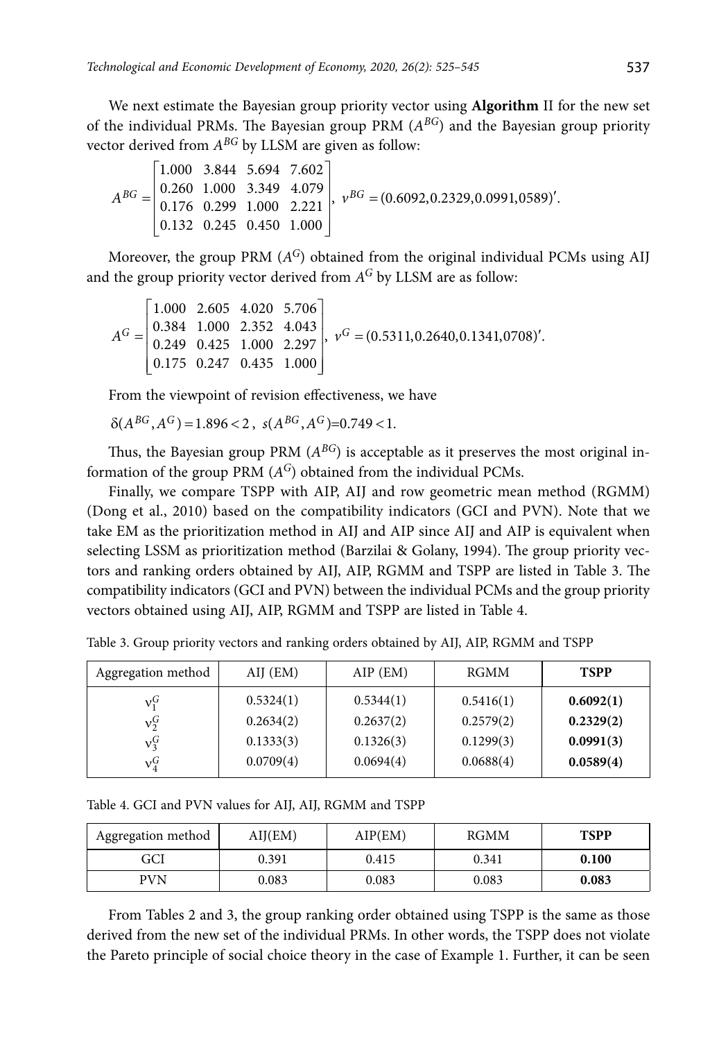We next estimate the Bayesian group priority vector using **Algorithm** II for the new set of the individual PRMs. The Bayesian group PRM ($A^{BG}$) and the Bayesian group priority vector derived from $A^{BG}$ by LLSM are given as follow:

$$A^{BG} = \begin{bmatrix} 1.000 & 3.844 & 5.694 & 7.602 \\ 0.260 & 1.000 & 3.349 & 4.079 \\ 0.176 & 0.299 & 1.000 & 2.221 \\ 0.132 & 0.245 & 0.450 & 1.000 \end{bmatrix}, \; v^{BG} = (0.6092, 0.2329, 0.0991, 0589)'.$$

Moreover, the group PRM ($A^G$) obtained from the original individual PCMs using AIJ and the group priority vector derived from $A^G$ by LLSM are as follow:

$$A^{G} = \begin{bmatrix} 1.000 & 2.605 & 4.020 & 5.706 \\ 0.384 & 1.000 & 2.352 & 4.043 \\ 0.249 & 0.425 & 1.000 & 2.297 \\ 0.175 & 0.247 & 0.435 & 1.000 \end{bmatrix}, \; v^{G} = (0.5311, 0.2640, 0.1341, 0708)'.$$

From the viewpoint of revision effectiveness, we have

$\delta(A^{BG}, A^G) = 1.896 < 2$, $s(A^{BG}, A^G) = 0.749 < 1$.

Thus, the Bayesian group PRM ($A^{BG}$) is acceptable as it preserves the most original information of the group PRM ($A^G$) obtained from the individual PCMs.

Finally, we compare TSPP with AIP, AIJ and row geometric mean method (RGMM) (Dong et al., 2010) based on the compatibility indicators (GCI and PVN). Note that we take EM as the prioritization method in AIJ and AIP since AIJ and AIP is equivalent when selecting LSSM as prioritization method (Barzilai & Golany, 1994). The group priority vectors and ranking orders obtained by AIJ, AIP, RGMM and TSPP are listed in Table 3. The compatibility indicators (GCI and PVN) between the individual PCMs and the group priority vectors obtained using AIJ, AIP, RGMM and TSPP are listed in Table 4.

Table 3. Group priority vectors and ranking orders obtained by AIJ, AIP, RGMM and TSPP

| Aggregation method | AIJ (EM) | AIP (EM) | RGMM | **TSPP** |
|---|---|---|---|---|
| $v_1^G$ | 0.5324(1) | 0.5344(1) | 0.5416(1) | **0.6092(1)** |
| $v_2^G$ | 0.2634(2) | 0.2637(2) | 0.2579(2) | **0.2329(2)** |
| $v_3^G$ | 0.1333(3) | 0.1326(3) | 0.1299(3) | **0.0991(3)** |
| $v_4^G$ | 0.0709(4) | 0.0694(4) | 0.0688(4) | **0.0589(4)** |

Table 4. GCI and PVN values for AIJ, AIJ, RGMM and TSPP

| Aggregation method | AIJ(EM) | AIP(EM) | RGMM | **TSPP** |
|---|---|---|---|---|
| GCI | 0.391 | 0.415 | 0.341 | **0.100** |
| PVN | 0.083 | 0.083 | 0.083 | **0.083** |

From Tables 2 and 3, the group ranking order obtained using TSPP is the same as those derived from the new set of the individual PRMs. In other words, the TSPP does not violate the Pareto principle of social choice theory in the case of Example 1. Further, it can be seen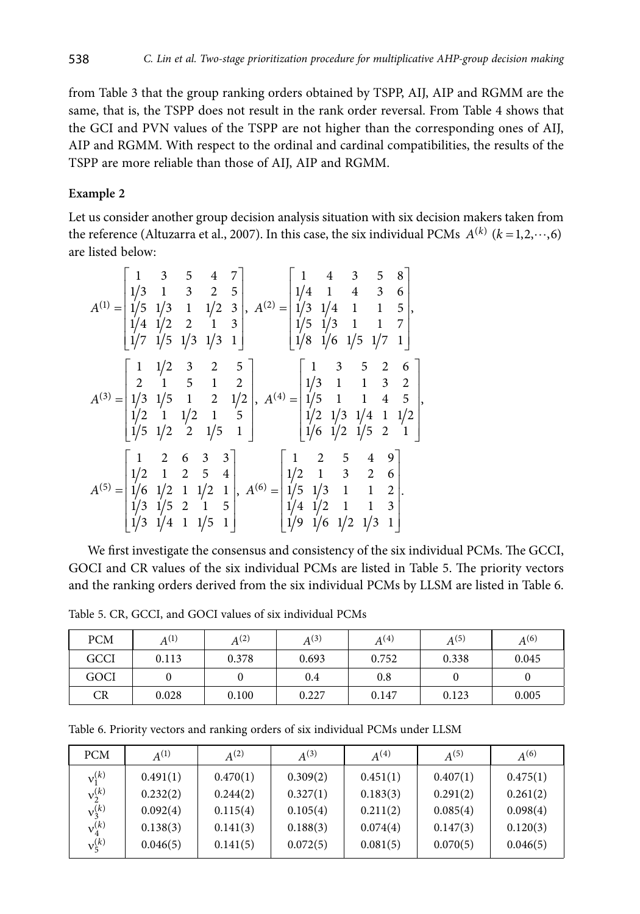from Table 3 that the group ranking orders obtained by TSPP, AIJ, AIP and RGMM are the same, that is, the TSPP does not result in the rank order reversal. From Table 4 shows that the GCI and PVN values of the TSPP are not higher than the corresponding ones of AIJ, AIP and RGMM. With respect to the ordinal and cardinal compatibilities, the results of the TSPP are more reliable than those of AIJ, AIP and RGMM.

**Example 2**

Let us consider another group decision analysis situation with six decision makers taken from the reference (Altuzarra et al., 2007). In this case, the six individual PCMs $A^{(k)}$ $(k = 1,2,\cdots,6)$ are listed below:

$$A^{(1)} = \begin{bmatrix} 1 & 3 & 5 & 4 & 7 \\ 1/3 & 1 & 3 & 2 & 5 \\ 1/5 & 1/3 & 1 & 1/2 & 3 \\ 1/4 & 1/2 & 2 & 1 & 3 \\ 1/7 & 1/5 & 1/3 & 1/3 & 1 \end{bmatrix},\ A^{(2)} = \begin{bmatrix} 1 & 4 & 3 & 5 & 8 \\ 1/4 & 1 & 4 & 3 & 6 \\ 1/3 & 1/4 & 1 & 1 & 5 \\ 1/5 & 1/3 & 1 & 1 & 7 \\ 1/8 & 1/6 & 1/5 & 1/7 & 1 \end{bmatrix},$$

$$A^{(3)} = \begin{bmatrix} 1 & 1/2 & 3 & 2 & 5 \\ 2 & 1 & 5 & 1 & 2 \\ 1/3 & 1/5 & 1 & 2 & 1/2 \\ 1/2 & 1 & 1/2 & 1 & 5 \\ 1/5 & 1/2 & 2 & 1/5 & 1 \end{bmatrix},\ A^{(4)} = \begin{bmatrix} 1 & 3 & 5 & 2 & 6 \\ 1/3 & 1 & 1 & 3 & 2 \\ 1/5 & 1 & 1 & 4 & 5 \\ 1/2 & 1/3 & 1/4 & 1 & 1/2 \\ 1/6 & 1/2 & 1/5 & 2 & 1 \end{bmatrix},$$

$$A^{(5)} = \begin{bmatrix} 1 & 2 & 6 & 3 & 3 \\ 1/2 & 1 & 2 & 5 & 4 \\ 1/6 & 1/2 & 1 & 1/2 & 1 \\ 1/3 & 1/5 & 2 & 1 & 5 \\ 1/3 & 1/4 & 1 & 1/5 & 1 \end{bmatrix},\ A^{(6)} = \begin{bmatrix} 1 & 2 & 5 & 4 & 9 \\ 1/2 & 1 & 3 & 2 & 6 \\ 1/5 & 1/3 & 1 & 1 & 2 \\ 1/4 & 1/2 & 1 & 1 & 3 \\ 1/9 & 1/6 & 1/2 & 1/3 & 1 \end{bmatrix}.$$

We first investigate the consensus and consistency of the six individual PCMs. The GCCI, GOCI and CR values of the six individual PCMs are listed in Table 5. The priority vectors and the ranking orders derived from the six individual PCMs by LLSM are listed in Table 6.

Table 5. CR, GCCI, and GOCI values of six individual PCMs

| PCM | $A^{(1)}$ | $A^{(2)}$ | $A^{(3)}$ | $A^{(4)}$ | $A^{(5)}$ | $A^{(6)}$ |
|---|---|---|---|---|---|---|
| GCCI | 0.113 | 0.378 | 0.693 | 0.752 | 0.338 | 0.045 |
| GOCI | 0 | 0 | 0.4 | 0.8 | 0 | 0 |
| CR | 0.028 | 0.100 | 0.227 | 0.147 | 0.123 | 0.005 |

Table 6. Priority vectors and ranking orders of six individual PCMs under LLSM

| PCM | $A^{(1)}$ | $A^{(2)}$ | $A^{(3)}$ | $A^{(4)}$ | $A^{(5)}$ | $A^{(6)}$ |
|---|---|---|---|---|---|---|
| $v_1^{(k)}$ | 0.491(1) | 0.470(1) | 0.309(2) | 0.451(1) | 0.407(1) | 0.475(1) |
| $v_2^{(k)}$ | 0.232(2) | 0.244(2) | 0.327(1) | 0.183(3) | 0.291(2) | 0.261(2) |
| $v_3^{(k)}$ | 0.092(4) | 0.115(4) | 0.105(4) | 0.211(2) | 0.085(4) | 0.098(4) |
| $v_4^{(k)}$ | 0.138(3) | 0.141(3) | 0.188(3) | 0.074(4) | 0.147(3) | 0.120(3) |
| $v_5^{(k)}$ | 0.046(5) | 0.141(5) | 0.072(5) | 0.081(5) | 0.070(5) | 0.046(5) |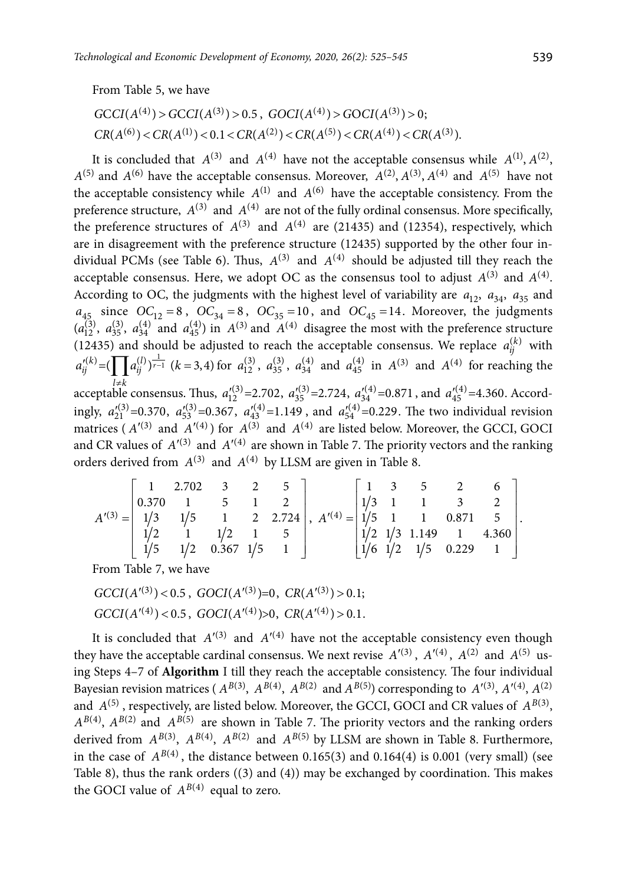From Table 5, we have

$$GCCI(A^{(4)}) > GCCI(A^{(3)}) > 0.5,\ GOCI(A^{(4)}) > GOCI(A^{(3)}) > 0;$$
$$CR(A^{(6)}) < CR(A^{(1)}) < 0.1 < CR(A^{(2)}) < CR(A^{(5)}) < CR(A^{(4)}) < CR(A^{(3)}).$$

It is concluded that $A^{(3)}$ and $A^{(4)}$ have not the acceptable consensus while $A^{(1)}, A^{(2)}$, $A^{(5)}$ and $A^{(6)}$ have the acceptable consensus. Moreover, $A^{(2)}, A^{(3)}, A^{(4)}$ and $A^{(5)}$ have not the acceptable consistency while $A^{(1)}$ and $A^{(6)}$ have the acceptable consistency. From the preference structure, $A^{(3)}$ and $A^{(4)}$ are not of the fully ordinal consensus. More specifically, the preference structures of $A^{(3)}$ and $A^{(4)}$ are (21435) and (12354), respectively, which are in disagreement with the preference structure (12435) supported by the other four individual PCMs (see Table 6). Thus, $A^{(3)}$ and $A^{(4)}$ should be adjusted till they reach the acceptable consensus. Here, we adopt OC as the consensus tool to adjust $A^{(3)}$ and $A^{(4)}$. According to OC, the judgments with the highest level of variability are $a_{12}$, $a_{34}$, $a_{35}$ and $a_{45}$ since $OC_{12} = 8$, $OC_{34} = 8$, $OC_{35} = 10$, and $OC_{45} = 14$. Moreover, the judgments ($a_{12}^{(3)}$, $a_{35}^{(3)}$, $a_{34}^{(4)}$ and $a_{45}^{(4)}$) in $A^{(3)}$ and $A^{(4)}$ disagree the most with the preference structure (12435) and should be adjusted to reach the acceptable consensus. We replace $a_{ij}^{(k)}$ with $a_{ij}'^{(k)} = (\prod_{l \neq k} a_{ij}^{(l)})^{\frac{1}{r-1}}$ $(k = 3, 4)$ for $a_{12}^{(3)}$, $a_{35}^{(3)}$, $a_{34}^{(4)}$ and $a_{45}^{(4)}$ in $A^{(3)}$ and $A^{(4)}$ for reaching the acceptable consensus. Thus, $a_{12}'^{(3)} = 2.702$, $a_{35}'^{(3)} = 2.724$, $a_{34}'^{(4)} = 0.871$, and $a_{45}'^{(4)} = 4.360$. Accordingly, $a_{21}'^{(3)} = 0.370$, $a_{53}'^{(3)} = 0.367$, $a_{43}'^{(4)} = 1.149$, and $a_{54}'^{(4)} = 0.229$. The two individual revision matrices ($A'^{(3)}$ and $A'^{(4)}$) for $A^{(3)}$ and $A^{(4)}$ are listed below. Moreover, the GCCI, GOCI and CR values of $A'^{(3)}$ and $A'^{(4)}$ are shown in Table 7. The priority vectors and the ranking orders derived from $A^{(3)}$ and $A^{(4)}$ by LLSM are given in Table 8.

$$A'^{(3)} = \begin{bmatrix} 1 & 2.702 & 3 & 2 & 5 \\ 0.370 & 1 & 5 & 1 & 2 \\ 1/3 & 1/5 & 1 & 2 & 2.724 \\ 1/2 & 1 & 1/2 & 1 & 5 \\ 1/5 & 1/2 & 0.367 & 1/5 & 1 \end{bmatrix},\ A'^{(4)} = \begin{bmatrix} 1 & 3 & 5 & 2 & 6 \\ 1/3 & 1 & 1 & 3 & 2 \\ 1/5 & 1 & 1 & 0.871 & 5 \\ 1/2 & 1/3 & 1.149 & 1 & 4.360 \\ 1/6 & 1/2 & 1/5 & 0.229 & 1 \end{bmatrix}.$$

From Table 7, we have

$$GCCI(A'^{(3)}) < 0.5,\ GOCI(A'^{(3)}) = 0,\ CR(A'^{(3)}) > 0.1;$$
$$GCCI(A'^{(4)}) < 0.5,\ GOCI(A'^{(4)}) > 0,\ CR(A'^{(4)}) > 0.1.$$

It is concluded that $A'^{(3)}$ and $A'^{(4)}$ have not the acceptable consistency even though they have the acceptable cardinal consensus. We next revise $A'^{(3)}$, $A'^{(4)}$, $A^{(2)}$ and $A^{(5)}$ using Steps 4–7 of **Algorithm** I till they reach the acceptable consistency. The four individual Bayesian revision matrices ($A^{B(3)}$, $A^{B(4)}$, $A^{B(2)}$ and $A^{B(5)}$) corresponding to $A'^{(3)}$, $A'^{(4)}$, $A^{(2)}$ and $A^{(5)}$, respectively, are listed below. Moreover, the GCCI, GOCI and CR values of $A^{B(3)}$, $A^{B(4)}$, $A^{B(2)}$ and $A^{B(5)}$ are shown in Table 7. The priority vectors and the ranking orders derived from $A^{B(3)}$, $A^{B(4)}$, $A^{B(2)}$ and $A^{B(5)}$ by LLSM are shown in Table 8. Furthermore, in the case of $A^{B(4)}$, the distance between 0.165(3) and 0.164(4) is 0.001 (very small) (see Table 8), thus the rank orders ((3) and (4)) may be exchanged by coordination. This makes the GOCI value of $A^{B(4)}$ equal to zero.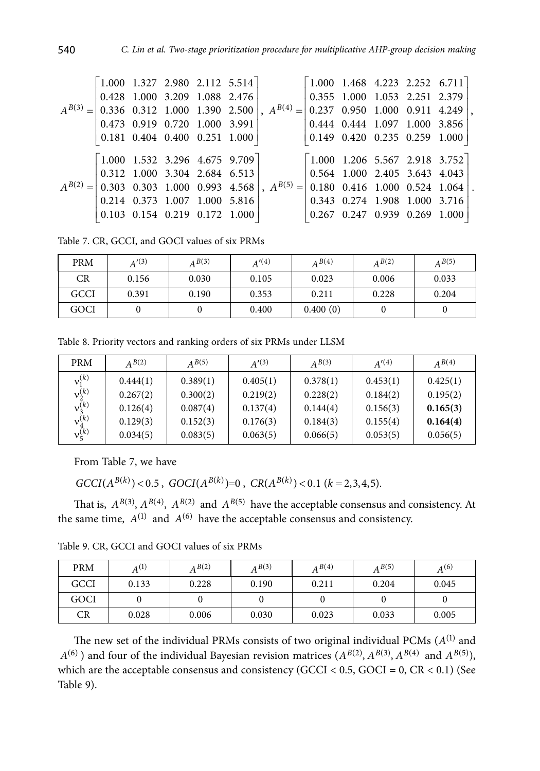$$A^{B(3)} = \begin{bmatrix} 1.000 & 1.327 & 2.980 & 2.112 & 5.514 \\ 0.428 & 1.000 & 3.209 & 1.088 & 2.476 \\ 0.336 & 0.312 & 1.000 & 1.390 & 2.500 \\ 0.473 & 0.919 & 0.720 & 1.000 & 3.991 \\ 0.181 & 0.404 & 0.400 & 0.251 & 1.000 \end{bmatrix}, \quad A^{B(4)} = \begin{bmatrix} 1.000 & 1.468 & 4.223 & 2.252 & 6.711 \\ 0.355 & 1.000 & 1.053 & 2.251 & 2.379 \\ 0.237 & 0.950 & 1.000 & 0.911 & 4.249 \\ 0.444 & 0.444 & 1.097 & 1.000 & 3.856 \\ 0.149 & 0.420 & 0.235 & 0.259 & 1.000 \end{bmatrix},$$

$$A^{B(2)} = \begin{bmatrix} 1.000 & 1.532 & 3.296 & 4.675 & 9.709 \\ 0.312 & 1.000 & 3.304 & 2.684 & 6.513 \\ 0.303 & 0.303 & 1.000 & 0.993 & 4.568 \\ 0.214 & 0.373 & 1.007 & 1.000 & 5.816 \\ 0.103 & 0.154 & 0.219 & 0.172 & 1.000 \end{bmatrix}, \quad A^{B(5)} = \begin{bmatrix} 1.000 & 1.206 & 5.567 & 2.918 & 3.752 \\ 0.564 & 1.000 & 2.405 & 3.643 & 4.043 \\ 0.180 & 0.416 & 1.000 & 0.524 & 1.064 \\ 0.343 & 0.274 & 1.908 & 1.000 & 3.716 \\ 0.267 & 0.247 & 0.939 & 0.269 & 1.000 \end{bmatrix}.$$

Table 7. CR, GCCI, and GOCI values of six PRMs

| PRM | $A'^{(3)}$ | $A^{B(3)}$ | $A'^{(4)}$ | $A^{B(4)}$ | $A^{B(2)}$ | $A^{B(5)}$ |
|---|---|---|---|---|---|---|
| CR | 0.156 | 0.030 | 0.105 | 0.023 | 0.006 | 0.033 |
| GCCI | 0.391 | 0.190 | 0.353 | 0.211 | 0.228 | 0.204 |
| GOCI | 0 | 0 | 0.400 | 0.400 (0) | 0 | 0 |

Table 8. Priority vectors and ranking orders of six PRMs under LLSM

| PRM | $A^{B(2)}$ | $A^{B(5)}$ | $A'^{(3)}$ | $A^{B(3)}$ | $A'^{(4)}$ | $A^{B(4)}$ |
|---|---|---|---|---|---|---|
| $v_1^{(k)}$ | 0.444(1) | 0.389(1) | 0.405(1) | 0.378(1) | 0.453(1) | 0.425(1) |
| $v_2^{(k)}$ | 0.267(2) | 0.300(2) | 0.219(2) | 0.228(2) | 0.184(2) | 0.195(2) |
| $v_3^{(k)}$ | 0.126(4) | 0.087(4) | 0.137(4) | 0.144(4) | 0.156(3) | **0.165(3)** |
| $v_4^{(k)}$ | 0.129(3) | 0.152(3) | 0.176(3) | 0.184(3) | 0.155(4) | **0.164(4)** |
| $v_5^{(k)}$ | 0.034(5) | 0.083(5) | 0.063(5) | 0.066(5) | 0.053(5) | 0.056(5) |

From Table 7, we have

$GCCI(A^{B(k)}) < 0.5$, $GOCI(A^{B(k)}) = 0$, $CR(A^{B(k)}) < 0.1$ $(k = 2,3,4,5)$.

That is, $A^{B(3)}$, $A^{B(4)}$, $A^{B(2)}$ and $A^{B(5)}$ have the acceptable consensus and consistency. At the same time, $A^{(1)}$ and $A^{(6)}$ have the acceptable consensus and consistency.

Table 9. CR, GCCI and GOCI values of six PRMs

| PRM | $A^{(1)}$ | $A^{B(2)}$ | $A^{B(3)}$ | $A^{B(4)}$ | $A^{B(5)}$ | $A^{(6)}$ |
|---|---|---|---|---|---|---|
| GCCI | 0.133 | 0.228 | 0.190 | 0.211 | 0.204 | 0.045 |
| GOCI | 0 | 0 | 0 | 0 | 0 | 0 |
| CR | 0.028 | 0.006 | 0.030 | 0.023 | 0.033 | 0.005 |

The new set of the individual PRMs consists of two original individual PCMs ($A^{(1)}$ and $A^{(6)}$) and four of the individual Bayesian revision matrices ($A^{B(2)}$, $A^{B(3)}$, $A^{B(4)}$ and $A^{B(5)}$), which are the acceptable consensus and consistency (GCCI < 0.5, GOCI = 0, CR < 0.1) (See Table 9).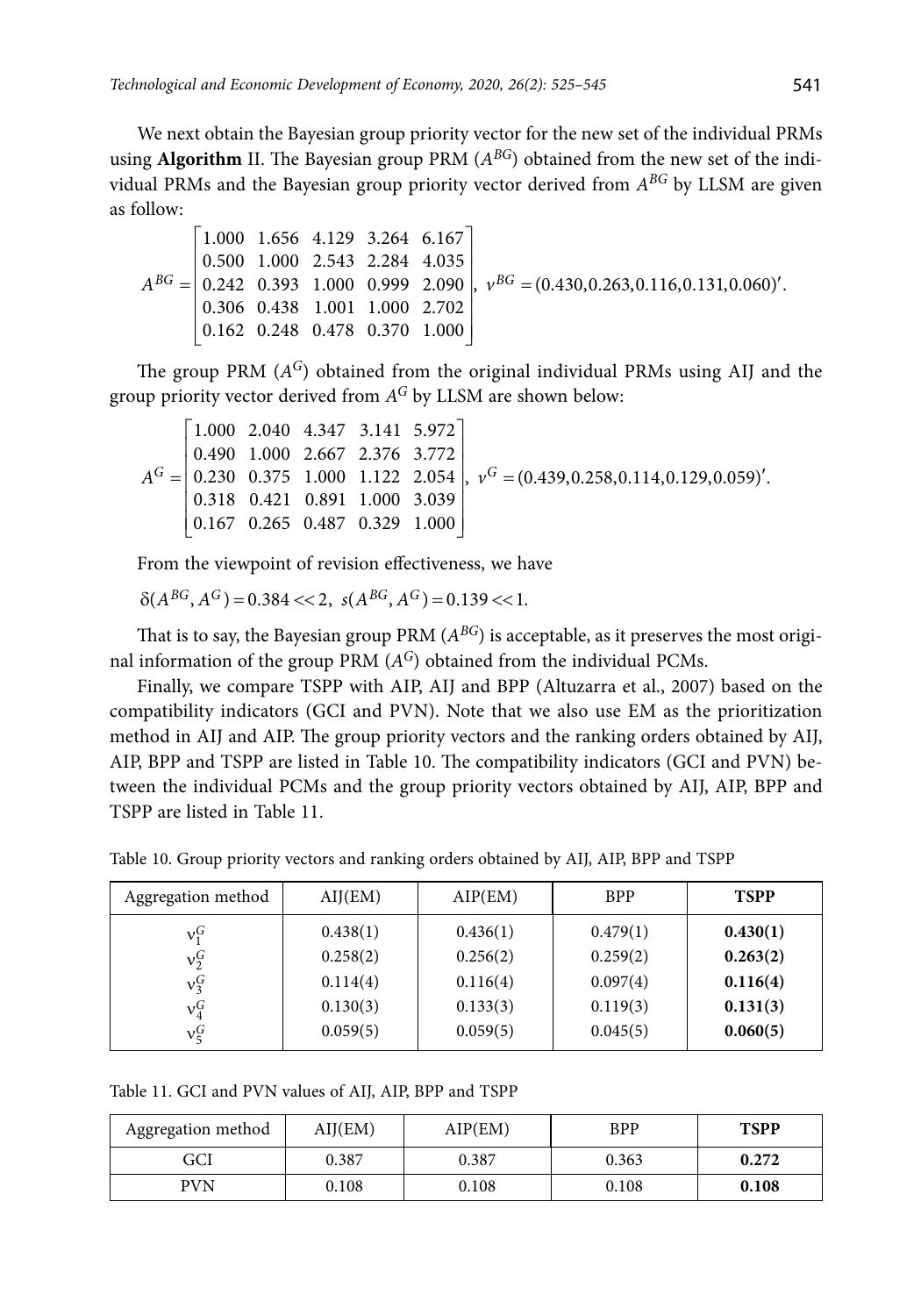We next obtain the Bayesian group priority vector for the new set of the individual PRMs using **Algorithm** II. The Bayesian group PRM ($A^{BG}$) obtained from the new set of the individual PRMs and the Bayesian group priority vector derived from $A^{BG}$ by LLSM are given as follow:

$$A^{BG} = \begin{bmatrix} 1.000 & 1.656 & 4.129 & 3.264 & 6.167 \\ 0.500 & 1.000 & 2.543 & 2.284 & 4.035 \\ 0.242 & 0.393 & 1.000 & 0.999 & 2.090 \\ 0.306 & 0.438 & 1.001 & 1.000 & 2.702 \\ 0.162 & 0.248 & 0.478 & 0.370 & 1.000 \end{bmatrix}, \; v^{BG} = (0.430, 0.263, 0.116, 0.131, 0.060)'.$$

The group PRM ($A^G$) obtained from the original individual PRMs using AIJ and the group priority vector derived from $A^G$ by LLSM are shown below:

$$A^{G} = \begin{bmatrix} 1.000 & 2.040 & 4.347 & 3.141 & 5.972 \\ 0.490 & 1.000 & 2.667 & 2.376 & 3.772 \\ 0.230 & 0.375 & 1.000 & 1.122 & 2.054 \\ 0.318 & 0.421 & 0.891 & 1.000 & 3.039 \\ 0.167 & 0.265 & 0.487 & 0.329 & 1.000 \end{bmatrix}, \; v^{G} = (0.439, 0.258, 0.114, 0.129, 0.059)'.$$

From the viewpoint of revision effectiveness, we have

$\delta(A^{BG}, A^G) = 0.384 << 2, \; s(A^{BG}, A^G) = 0.139 << 1.$

That is to say, the Bayesian group PRM ($A^{BG}$) is acceptable, as it preserves the most original information of the group PRM ($A^G$) obtained from the individual PCMs.

Finally, we compare TSPP with AIP, AIJ and BPP (Altuzarra et al., 2007) based on the compatibility indicators (GCI and PVN). Note that we also use EM as the prioritization method in AIJ and AIP. The group priority vectors and the ranking orders obtained by AIJ, AIP, BPP and TSPP are listed in Table 10. The compatibility indicators (GCI and PVN) between the individual PCMs and the group priority vectors obtained by AIJ, AIP, BPP and TSPP are listed in Table 11.

Table 10. Group priority vectors and ranking orders obtained by AIJ, AIP, BPP and TSPP

| Aggregation method | AIJ(EM) | AIP(EM) | BPP | **TSPP** |
|---|---|---|---|---|
| $v_1^G$ | 0.438(1) | 0.436(1) | 0.479(1) | **0.430(1)** |
| $v_2^G$ | 0.258(2) | 0.256(2) | 0.259(2) | **0.263(2)** |
| $v_3^G$ | 0.114(4) | 0.116(4) | 0.097(4) | **0.116(4)** |
| $v_4^G$ | 0.130(3) | 0.133(3) | 0.119(3) | **0.131(3)** |
| $v_5^G$ | 0.059(5) | 0.059(5) | 0.045(5) | **0.060(5)** |

Table 11. GCI and PVN values of AIJ, AIP, BPP and TSPP

| Aggregation method | AIJ(EM) | AIP(EM) | BPP | **TSPP** |
|---|---|---|---|---|
| GCI | 0.387 | 0.387 | 0.363 | **0.272** |
| PVN | 0.108 | 0.108 | 0.108 | **0.108** |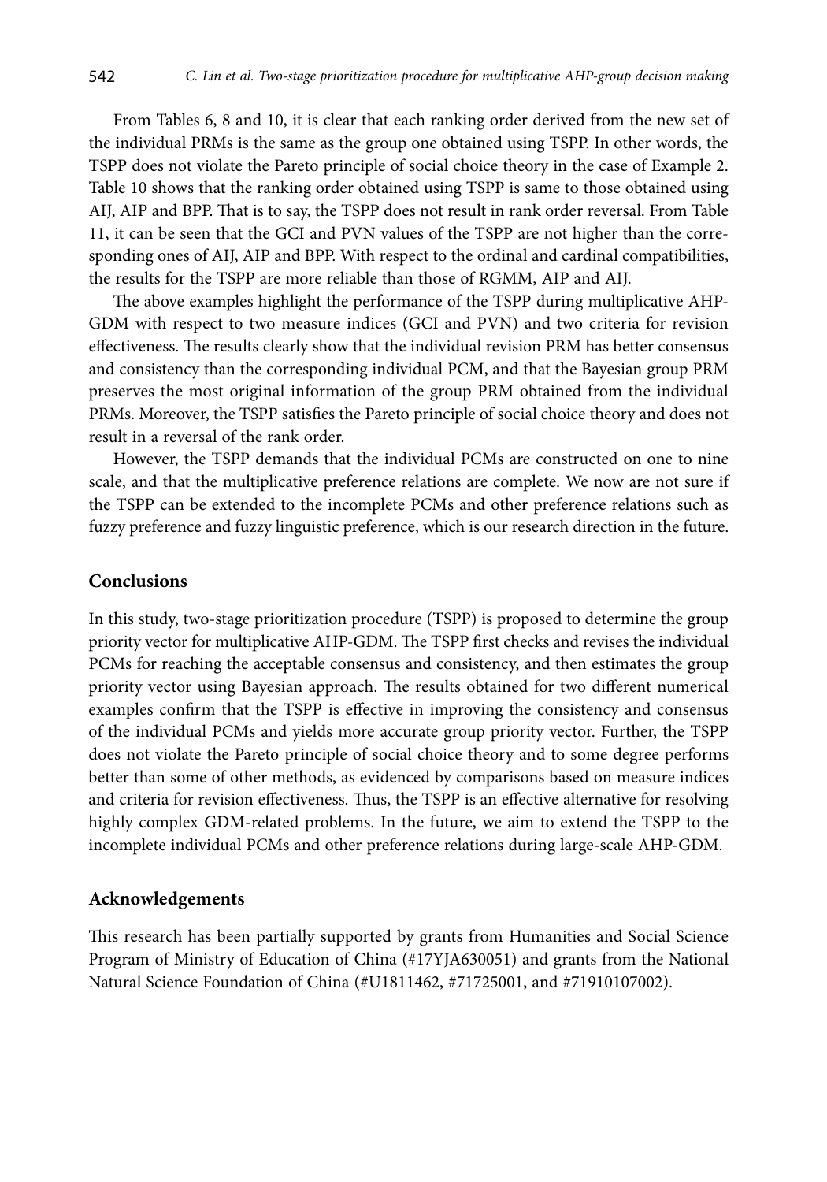From Tables 6, 8 and 10, it is clear that each ranking order derived from the new set of the individual PRMs is the same as the group one obtained using TSPP. In other words, the TSPP does not violate the Pareto principle of social choice theory in the case of Example 2. Table 10 shows that the ranking order obtained using TSPP is same to those obtained using AIJ, AIP and BPP. That is to say, the TSPP does not result in rank order reversal. From Table 11, it can be seen that the GCI and PVN values of the TSPP are not higher than the corresponding ones of AIJ, AIP and BPP. With respect to the ordinal and cardinal compatibilities, the results for the TSPP are more reliable than those of RGMM, AIP and AIJ.

The above examples highlight the performance of the TSPP during multiplicative AHP-GDM with respect to two measure indices (GCI and PVN) and two criteria for revision effectiveness. The results clearly show that the individual revision PRM has better consensus and consistency than the corresponding individual PCM, and that the Bayesian group PRM preserves the most original information of the group PRM obtained from the individual PRMs. Moreover, the TSPP satisfies the Pareto principle of social choice theory and does not result in a reversal of the rank order.

However, the TSPP demands that the individual PCMs are constructed on one to nine scale, and that the multiplicative preference relations are complete. We now are not sure if the TSPP can be extended to the incomplete PCMs and other preference relations such as fuzzy preference and fuzzy linguistic preference, which is our research direction in the future.

## Conclusions

In this study, two-stage prioritization procedure (TSPP) is proposed to determine the group priority vector for multiplicative AHP-GDM. The TSPP first checks and revises the individual PCMs for reaching the acceptable consensus and consistency, and then estimates the group priority vector using Bayesian approach. The results obtained for two different numerical examples confirm that the TSPP is effective in improving the consistency and consensus of the individual PCMs and yields more accurate group priority vector. Further, the TSPP does not violate the Pareto principle of social choice theory and to some degree performs better than some of other methods, as evidenced by comparisons based on measure indices and criteria for revision effectiveness. Thus, the TSPP is an effective alternative for resolving highly complex GDM-related problems. In the future, we aim to extend the TSPP to the incomplete individual PCMs and other preference relations during large-scale AHP-GDM.

## Acknowledgements

This research has been partially supported by grants from Humanities and Social Science Program of Ministry of Education of China (#17YJA630051) and grants from the National Natural Science Foundation of China (#U1811462, #71725001, and #71910107002).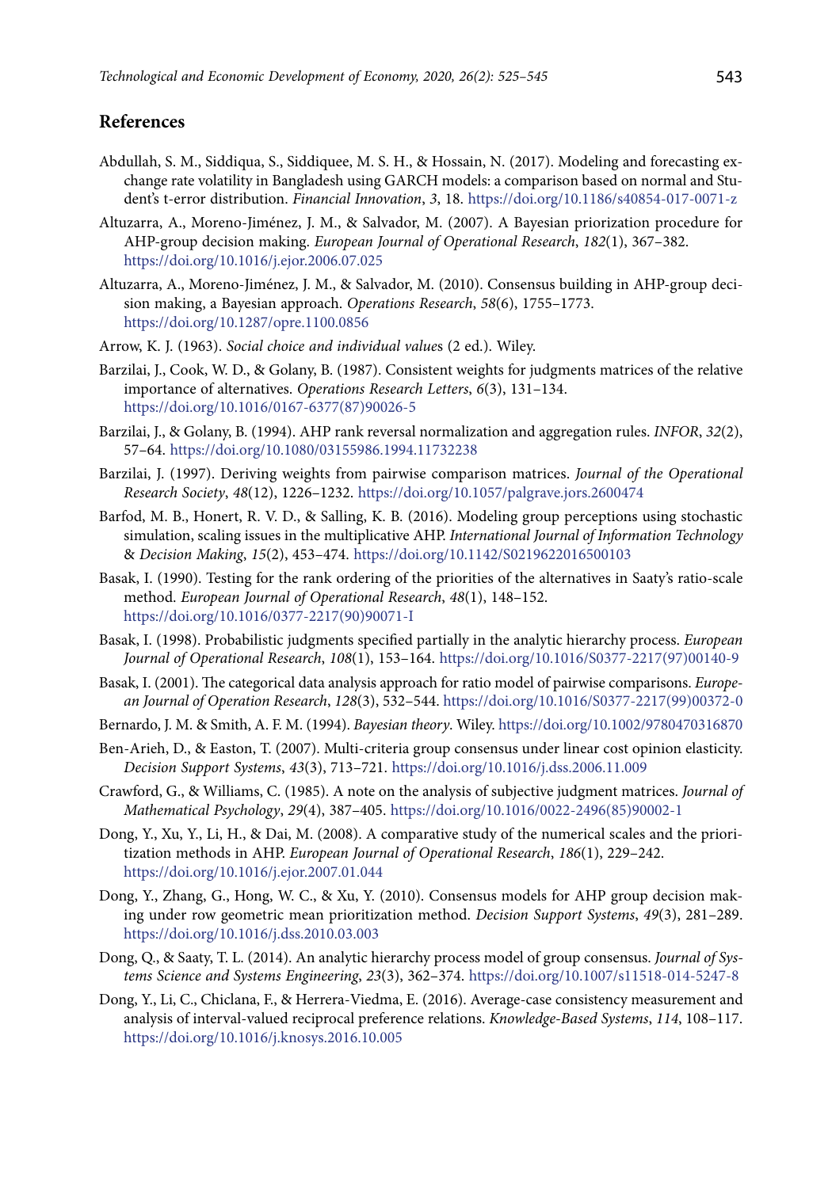## References

Abdullah, S. M., Siddiqua, S., Siddiquee, M. S. H., & Hossain, N. (2017). Modeling and forecasting exchange rate volatility in Bangladesh using GARCH models: a comparison based on normal and Student's t-error distribution. *Financial Innovation*, *3*, 18. https://doi.org/10.1186/s40854-017-0071-z

Altuzarra, A., Moreno-Jiménez, J. M., & Salvador, M. (2007). A Bayesian priorization procedure for AHP-group decision making. *European Journal of Operational Research*, *182*(1), 367–382. https://doi.org/10.1016/j.ejor.2006.07.025

Altuzarra, A., Moreno-Jiménez, J. M., & Salvador, M. (2010). Consensus building in AHP-group decision making, a Bayesian approach. *Operations Research*, *58*(6), 1755–1773. https://doi.org/10.1287/opre.1100.0856

Arrow, K. J. (1963). *Social choice and individual value*s (2 ed.). Wiley.

Barzilai, J., Cook, W. D., & Golany, B. (1987). Consistent weights for judgments matrices of the relative importance of alternatives. *Operations Research Letters*, *6*(3), 131–134. https://doi.org/10.1016/0167-6377(87)90026-5

Barzilai, J., & Golany, B. (1994). AHP rank reversal normalization and aggregation rules. *INFOR*, *32*(2), 57–64. https://doi.org/10.1080/03155986.1994.11732238

Barzilai, J. (1997). Deriving weights from pairwise comparison matrices. *Journal of the Operational Research Society*, *48*(12), 1226–1232. https://doi.org/10.1057/palgrave.jors.2600474

Barfod, M. B., Honert, R. V. D., & Salling, K. B. (2016). Modeling group perceptions using stochastic simulation, scaling issues in the multiplicative AHP. *International Journal of Information Technology & Decision Making*, *15*(2), 453–474. https://doi.org/10.1142/S0219622016500103

Basak, I. (1990). Testing for the rank ordering of the priorities of the alternatives in Saaty's ratio-scale method. *European Journal of Operational Research*, *48*(1), 148–152. https://doi.org/10.1016/0377-2217(90)90071-I

Basak, I. (1998). Probabilistic judgments specified partially in the analytic hierarchy process. *European Journal of Operational Research*, *108*(1), 153–164. https://doi.org/10.1016/S0377-2217(97)00140-9

Basak, I. (2001). The categorical data analysis approach for ratio model of pairwise comparisons. *European Journal of Operation Research*, *128*(3), 532–544. https://doi.org/10.1016/S0377-2217(99)00372-0

Bernardo, J. M. & Smith, A. F. M. (1994). *Bayesian theory*. Wiley. https://doi.org/10.1002/9780470316870

Ben-Arieh, D., & Easton, T. (2007). Multi-criteria group consensus under linear cost opinion elasticity. *Decision Support Systems*, *43*(3), 713–721. https://doi.org/10.1016/j.dss.2006.11.009

Crawford, G., & Williams, C. (1985). A note on the analysis of subjective judgment matrices. *Journal of Mathematical Psychology*, *29*(4), 387–405. https://doi.org/10.1016/0022-2496(85)90002-1

Dong, Y., Xu, Y., Li, H., & Dai, M. (2008). A comparative study of the numerical scales and the prioritization methods in AHP. *European Journal of Operational Research*, *186*(1), 229–242. https://doi.org/10.1016/j.ejor.2007.01.044

Dong, Y., Zhang, G., Hong, W. C., & Xu, Y. (2010). Consensus models for AHP group decision making under row geometric mean prioritization method. *Decision Support Systems*, *49*(3), 281–289. https://doi.org/10.1016/j.dss.2010.03.003

Dong, Q., & Saaty, T. L. (2014). An analytic hierarchy process model of group consensus. *Journal of Systems Science and Systems Engineering*, *23*(3), 362–374. https://doi.org/10.1007/s11518-014-5247-8

Dong, Y., Li, C., Chiclana, F., & Herrera-Viedma, E. (2016). Average-case consistency measurement and analysis of interval-valued reciprocal preference relations. *Knowledge-Based Systems*, *114*, 108–117. https://doi.org/10.1016/j.knosys.2016.10.005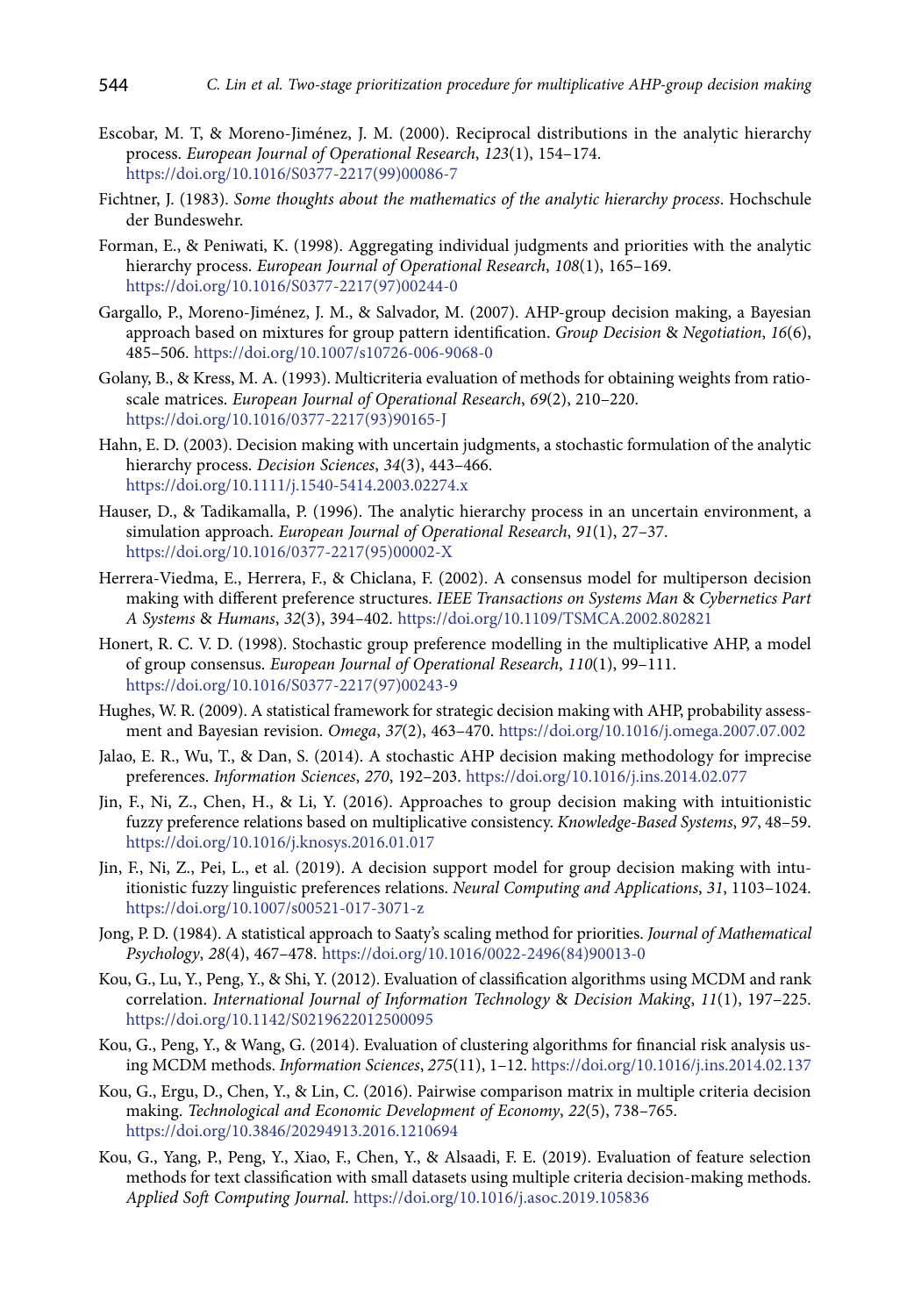Escobar, M. T, & Moreno-Jiménez, J. M. (2000). Reciprocal distributions in the analytic hierarchy process. *European Journal of Operational Research*, *123*(1), 154–174. https://doi.org/10.1016/S0377-2217(99)00086-7

Fichtner, J. (1983). *Some thoughts about the mathematics of the analytic hierarchy process*. Hochschule der Bundeswehr.

Forman, E., & Peniwati, K. (1998). Aggregating individual judgments and priorities with the analytic hierarchy process. *European Journal of Operational Research*, *108*(1), 165–169. https://doi.org/10.1016/S0377-2217(97)00244-0

Gargallo, P., Moreno-Jiménez, J. M., & Salvador, M. (2007). AHP-group decision making, a Bayesian approach based on mixtures for group pattern identification. *Group Decision* & *Negotiation*, *16*(6), 485–506. https://doi.org/10.1007/s10726-006-9068-0

Golany, B., & Kress, M. A. (1993). Multicriteria evaluation of methods for obtaining weights from ratio-scale matrices. *European Journal of Operational Research*, *69*(2), 210–220. https://doi.org/10.1016/0377-2217(93)90165-J

Hahn, E. D. (2003). Decision making with uncertain judgments, a stochastic formulation of the analytic hierarchy process. *Decision Sciences*, *34*(3), 443–466. https://doi.org/10.1111/j.1540-5414.2003.02274.x

Hauser, D., & Tadikamalla, P. (1996). The analytic hierarchy process in an uncertain environment, a simulation approach. *European Journal of Operational Research*, *91*(1), 27–37. https://doi.org/10.1016/0377-2217(95)00002-X

Herrera-Viedma, E., Herrera, F., & Chiclana, F. (2002). A consensus model for multiperson decision making with different preference structures. *IEEE Transactions on Systems Man* & *Cybernetics Part A Systems* & *Humans*, *32*(3), 394–402. https://doi.org/10.1109/TSMCA.2002.802821

Honert, R. C. V. D. (1998). Stochastic group preference modelling in the multiplicative AHP, a model of group consensus. *European Journal of Operational Research*, *110*(1), 99–111. https://doi.org/10.1016/S0377-2217(97)00243-9

Hughes, W. R. (2009). A statistical framework for strategic decision making with AHP, probability assessment and Bayesian revision. *Omega*, *37*(2), 463–470. https://doi.org/10.1016/j.omega.2007.07.002

Jalao, E. R., Wu, T., & Dan, S. (2014). A stochastic AHP decision making methodology for imprecise preferences. *Information Sciences*, *270*, 192–203. https://doi.org/10.1016/j.ins.2014.02.077

Jin, F., Ni, Z., Chen, H., & Li, Y. (2016). Approaches to group decision making with intuitionistic fuzzy preference relations based on multiplicative consistency. *Knowledge-Based Systems*, *97*, 48–59. https://doi.org/10.1016/j.knosys.2016.01.017

Jin, F., Ni, Z., Pei, L., et al. (2019). A decision support model for group decision making with intuitionistic fuzzy linguistic preferences relations. *Neural Computing and Applications*, *31*, 1103–1024. https://doi.org/10.1007/s00521-017-3071-z

Jong, P. D. (1984). A statistical approach to Saaty's scaling method for priorities. *Journal of Mathematical Psychology*, *28*(4), 467–478. https://doi.org/10.1016/0022-2496(84)90013-0

Kou, G., Lu, Y., Peng, Y., & Shi, Y. (2012). Evaluation of classification algorithms using MCDM and rank correlation. *International Journal of Information Technology* & *Decision Making*, *11*(1), 197–225. https://doi.org/10.1142/S0219622012500095

Kou, G., Peng, Y., & Wang, G. (2014). Evaluation of clustering algorithms for financial risk analysis using MCDM methods. *Information Sciences*, *275*(11), 1–12. https://doi.org/10.1016/j.ins.2014.02.137

Kou, G., Ergu, D., Chen, Y., & Lin, C. (2016). Pairwise comparison matrix in multiple criteria decision making. *Technological and Economic Development of Economy*, *22*(5), 738–765. https://doi.org/10.3846/20294913.2016.1210694

Kou, G., Yang, P., Peng, Y., Xiao, F., Chen, Y., & Alsaadi, F. E. (2019). Evaluation of feature selection methods for text classification with small datasets using multiple criteria decision-making methods. *Applied Soft Computing Journal*. https://doi.org/10.1016/j.asoc.2019.105836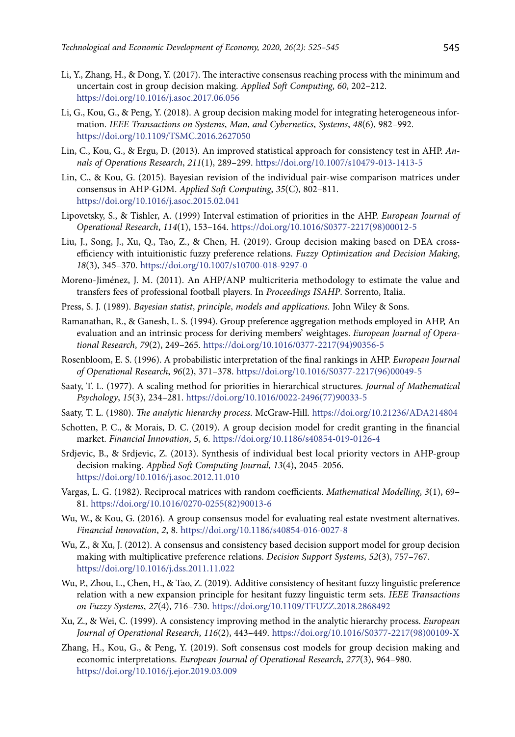Li, Y., Zhang, H., & Dong, Y. (2017). The interactive consensus reaching process with the minimum and uncertain cost in group decision making. *Applied Soft Computing*, *60*, 202–212. https://doi.org/10.1016/j.asoc.2017.06.056

Li, G., Kou, G., & Peng, Y. (2018). A group decision making model for integrating heterogeneous information. *IEEE Transactions on Systems*, *Man*, *and Cybernetics*, *Systems*, *48*(6), 982–992. https://doi.org/10.1109/TSMC.2016.2627050

Lin, C., Kou, G., & Ergu, D. (2013). An improved statistical approach for consistency test in AHP. *Annals of Operations Research*, *211*(1), 289–299. https://doi.org/10.1007/s10479-013-1413-5

Lin, C., & Kou, G. (2015). Bayesian revision of the individual pair-wise comparison matrices under consensus in AHP-GDM. *Applied Soft Computing*, *35*(C), 802–811. https://doi.org/10.1016/j.asoc.2015.02.041

Lipovetsky, S., & Tishler, A. (1999) Interval estimation of priorities in the AHP. *European Journal of Operational Research*, *114*(1), 153–164. https://doi.org/10.1016/S0377-2217(98)00012-5

Liu, J., Song, J., Xu, Q., Tao, Z., & Chen, H. (2019). Group decision making based on DEA cross-efficiency with intuitionistic fuzzy preference relations. *Fuzzy Optimization and Decision Making*, *18*(3), 345–370. https://doi.org/10.1007/s10700-018-9297-0

Moreno-Jiménez, J. M. (2011). An AHP/ANP multicriteria methodology to estimate the value and transfers fees of professional football players. In *Proceedings ISAHP*. Sorrento, Italia.

Press, S. J. (1989). *Bayesian statist*, *principle*, *models and applications*. John Wiley & Sons.

Ramanathan, R., & Ganesh, L. S. (1994). Group preference aggregation methods employed in AHP, An evaluation and an intrinsic process for deriving members' weightages. *European Journal of Operational Research*, *79*(2), 249–265. https://doi.org/10.1016/0377-2217(94)90356-5

Rosenbloom, E. S. (1996). A probabilistic interpretation of the final rankings in AHP. *European Journal of Operational Research*, *96*(2), 371–378. https://doi.org/10.1016/S0377-2217(96)00049-5

Saaty, T. L. (1977). A scaling method for priorities in hierarchical structures. *Journal of Mathematical Psychology*, *15*(3), 234–281. https://doi.org/10.1016/0022-2496(77)90033-5

Saaty, T. L. (1980). *The analytic hierarchy process*. McGraw-Hill. https://doi.org/10.21236/ADA214804

Schotten, P. C., & Morais, D. C. (2019). A group decision model for credit granting in the financial market. *Financial Innovation*, *5*, 6. https://doi.org/10.1186/s40854-019-0126-4

Srdjevic, B., & Srdjevic, Z. (2013). Synthesis of individual best local priority vectors in AHP-group decision making. *Applied Soft Computing Journal*, *13*(4), 2045–2056. https://doi.org/10.1016/j.asoc.2012.11.010

Vargas, L. G. (1982). Reciprocal matrices with random coefficients. *Mathematical Modelling*, *3*(1), 69–81. https://doi.org/10.1016/0270-0255(82)90013-6

Wu, W., & Kou, G. (2016). A group consensus model for evaluating real estate nvestment alternatives. *Financial Innovation*, *2*, 8. https://doi.org/10.1186/s40854-016-0027-8

Wu, Z., & Xu, J. (2012). A consensus and consistency based decision support model for group decision making with multiplicative preference relations. *Decision Support Systems*, *52*(3), 757–767. https://doi.org/10.1016/j.dss.2011.11.022

Wu, P., Zhou, L., Chen, H., & Tao, Z. (2019). Additive consistency of hesitant fuzzy linguistic preference relation with a new expansion principle for hesitant fuzzy linguistic term sets. *IEEE Transactions on Fuzzy Systems*, *27*(4), 716–730. https://doi.org/10.1109/TFUZZ.2018.2868492

Xu, Z., & Wei, C. (1999). A consistency improving method in the analytic hierarchy process. *European Journal of Operational Research*, *116*(2), 443–449. https://doi.org/10.1016/S0377-2217(98)00109-X

Zhang, H., Kou, G., & Peng, Y. (2019). Soft consensus cost models for group decision making and economic interpretations. *European Journal of Operational Research*, *277*(3), 964–980. https://doi.org/10.1016/j.ejor.2019.03.009